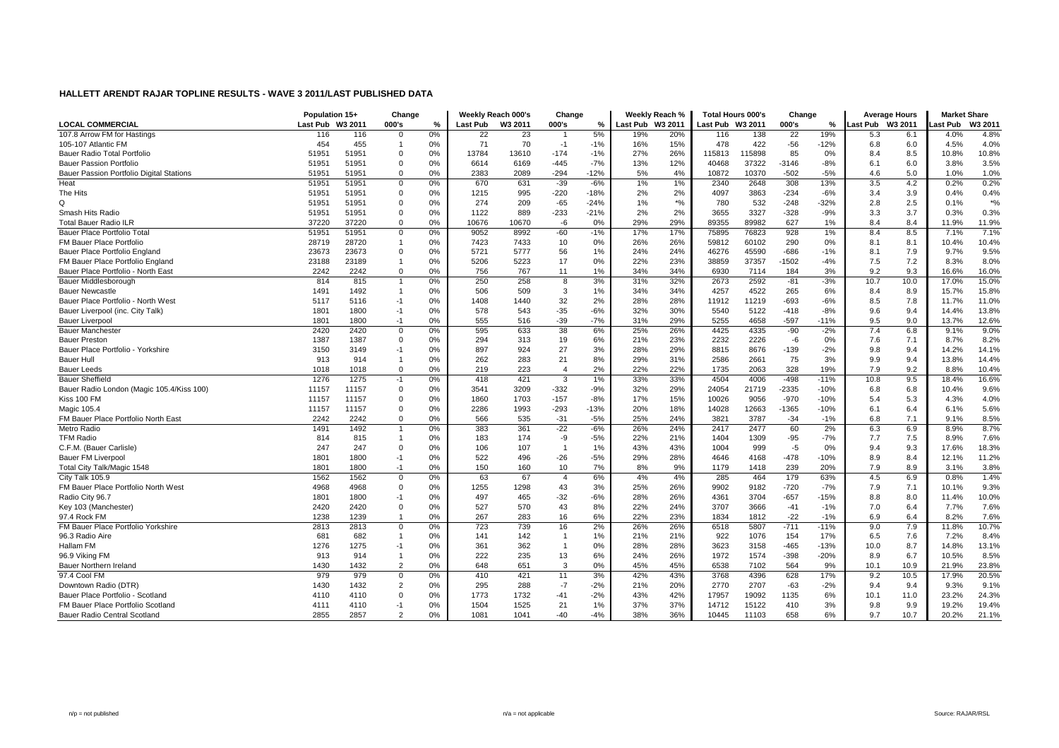# HALLETT ARENDT RAJAR TOPLINE RESULTS - WAVE 3 2011/LAST PUBLISHED DATA

| LOCAL COMMERCIAL | Population 15+ | | Change | | Weekly Reach 000's | | Change | | Weekly Reach % | | Total Hours 000's | | Change | | Average Hours | | Market Share | |
|---|---|---|---|---|---|---|---|---|---|---|---|---|---|---|---|---|---|---|
| | Last Pub | W3 2011 | 000's | % | Last Pub | W3 2011 | 000's | % | Last Pub | W3 2011 | Last Pub | W3 2011 | 000's | % | Last Pub | W3 2011 | Last Pub | W3 2011 |
| 107.8 Arrow FM for Hastings | 116 | 116 | 0 | 0% | 22 | 23 | 1 | 5% | 19% | 20% | 116 | 138 | 22 | 19% | 5.3 | 6.1 | 4.0% | 4.8% |
| 105-107 Atlantic FM | 454 | 455 | 1 | 0% | 71 | 70 | -1 | -1% | 16% | 15% | 478 | 422 | -56 | -12% | 6.8 | 6.0 | 4.5% | 4.0% |
| Bauer Radio Total Portfolio | 51951 | 51951 | 0 | 0% | 13784 | 13610 | -174 | -1% | 27% | 26% | 115813 | 115898 | 85 | 0% | 8.4 | 8.5 | 10.8% | 10.8% |
| Bauer Passion Portfolio | 51951 | 51951 | 0 | 0% | 6614 | 6169 | -445 | -7% | 13% | 12% | 40468 | 37322 | -3146 | -8% | 6.1 | 6.0 | 3.8% | 3.5% |
| Bauer Passion Portfolio Digital Stations | 51951 | 51951 | 0 | 0% | 2383 | 2089 | -294 | -12% | 5% | 4% | 10872 | 10370 | -502 | -5% | 4.6 | 5.0 | 1.0% | 1.0% |
| Heat | 51951 | 51951 | 0 | 0% | 670 | 631 | -39 | -6% | 1% | 1% | 2340 | 2648 | 308 | 13% | 3.5 | 4.2 | 0.2% | 0.2% |
| The Hits | 51951 | 51951 | 0 | 0% | 1215 | 995 | -220 | -18% | 2% | 2% | 4097 | 3863 | -234 | -6% | 3.4 | 3.9 | 0.4% | 0.4% |
| Q | 51951 | 51951 | 0 | 0% | 274 | 209 | -65 | -24% | 1% | *% | 780 | 532 | -248 | -32% | 2.8 | 2.5 | 0.1% | *% |
| Smash Hits Radio | 51951 | 51951 | 0 | 0% | 1122 | 889 | -233 | -21% | 2% | 2% | 3655 | 3327 | -328 | -9% | 3.3 | 3.7 | 0.3% | 0.3% |
| Total Bauer Radio ILR | 37220 | 37220 | 0 | 0% | 10676 | 10670 | -6 | 0% | 29% | 29% | 89355 | 89982 | 627 | 1% | 8.4 | 8.4 | 11.9% | 11.9% |
| Bauer Place Portfolio Total | 51951 | 51951 | 0 | 0% | 9052 | 8992 | -60 | -1% | 17% | 17% | 75895 | 76823 | 928 | 1% | 8.4 | 8.5 | 7.1% | 7.1% |
| FM Bauer Place Portfolio | 28719 | 28720 | 1 | 0% | 7423 | 7433 | 10 | 0% | 26% | 26% | 59812 | 60102 | 290 | 0% | 8.1 | 8.1 | 10.4% | 10.4% |
| Bauer Place Portfolio England | 23673 | 23673 | 0 | 0% | 5721 | 5777 | 56 | 1% | 24% | 24% | 46276 | 45590 | -686 | -1% | 8.1 | 7.9 | 9.7% | 9.5% |
| FM Bauer Place Portfolio England | 23188 | 23189 | 1 | 0% | 5206 | 5223 | 17 | 0% | 22% | 23% | 38859 | 37357 | -1502 | -4% | 7.5 | 7.2 | 8.3% | 8.0% |
| Bauer Place Portfolio - North East | 2242 | 2242 | 0 | 0% | 756 | 767 | 11 | 1% | 34% | 34% | 6930 | 7114 | 184 | 3% | 9.2 | 9.3 | 16.6% | 16.0% |
| Bauer Middlesborough | 814 | 815 | 1 | 0% | 250 | 258 | 8 | 3% | 31% | 32% | 2673 | 2592 | -81 | -3% | 10.7 | 10.0 | 17.0% | 15.0% |
| Bauer Newcastle | 1491 | 1492 | 1 | 0% | 506 | 509 | 3 | 1% | 34% | 34% | 4257 | 4522 | 265 | 6% | 8.4 | 8.9 | 15.7% | 15.8% |
| Bauer Place Portfolio - North West | 5117 | 5116 | -1 | 0% | 1408 | 1440 | 32 | 2% | 28% | 28% | 11912 | 11219 | -693 | -6% | 8.5 | 7.8 | 11.7% | 11.0% |
| Bauer Liverpool (inc. City Talk) | 1801 | 1800 | -1 | 0% | 578 | 543 | -35 | -6% | 32% | 30% | 5540 | 5122 | -418 | -8% | 9.6 | 9.4 | 14.4% | 13.8% |
| Bauer Liverpool | 1801 | 1800 | -1 | 0% | 555 | 516 | -39 | -7% | 31% | 29% | 5255 | 4658 | -597 | -11% | 9.5 | 9.0 | 13.7% | 12.6% |
| Bauer Manchester | 2420 | 2420 | 0 | 0% | 595 | 633 | 38 | 6% | 25% | 26% | 4425 | 4335 | -90 | -2% | 7.4 | 6.8 | 9.1% | 9.0% |
| Bauer Preston | 1387 | 1387 | 0 | 0% | 294 | 313 | 19 | 6% | 21% | 23% | 2232 | 2226 | -6 | 0% | 7.6 | 7.1 | 8.7% | 8.2% |
| Bauer Place Portfolio - Yorkshire | 3150 | 3149 | -1 | 0% | 897 | 924 | 27 | 3% | 28% | 29% | 8815 | 8676 | -139 | -2% | 9.8 | 9.4 | 14.2% | 14.1% |
| Bauer Hull | 913 | 914 | 1 | 0% | 262 | 283 | 21 | 8% | 29% | 31% | 2586 | 2661 | 75 | 3% | 9.9 | 9.4 | 13.8% | 14.4% |
| Bauer Leeds | 1018 | 1018 | 0 | 0% | 219 | 223 | 4 | 2% | 22% | 22% | 1735 | 2063 | 328 | 19% | 7.9 | 9.2 | 8.8% | 10.4% |
| Bauer Sheffield | 1276 | 1275 | -1 | 0% | 418 | 421 | 3 | 1% | 33% | 33% | 4504 | 4006 | -498 | -11% | 10.8 | 9.5 | 18.4% | 16.6% |
| Bauer Radio London (Magic 105.4/Kiss 100) | 11157 | 11157 | 0 | 0% | 3541 | 3209 | -332 | -9% | 32% | 29% | 24054 | 21719 | -2335 | -10% | 6.8 | 6.8 | 10.4% | 9.6% |
| Kiss 100 FM | 11157 | 11157 | 0 | 0% | 1860 | 1703 | -157 | -8% | 17% | 15% | 10026 | 9056 | -970 | -10% | 5.4 | 5.3 | 4.3% | 4.0% |
| Magic 105.4 | 11157 | 11157 | 0 | 0% | 2286 | 1993 | -293 | -13% | 20% | 18% | 14028 | 12663 | -1365 | -10% | 6.1 | 6.4 | 6.1% | 5.6% |
| FM Bauer Place Portfolio North East | 2242 | 2242 | 0 | 0% | 566 | 535 | -31 | -5% | 25% | 24% | 3821 | 3787 | -34 | -1% | 6.8 | 7.1 | 9.1% | 8.5% |
| Metro Radio | 1491 | 1492 | 1 | 0% | 383 | 361 | -22 | -6% | 26% | 24% | 2417 | 2477 | 60 | 2% | 6.3 | 6.9 | 8.9% | 8.7% |
| TFM Radio | 814 | 815 | 1 | 0% | 183 | 174 | -9 | -5% | 22% | 21% | 1404 | 1309 | -95 | -7% | 7.7 | 7.5 | 8.9% | 7.6% |
| C.F.M. (Bauer Carlisle) | 247 | 247 | 0 | 0% | 106 | 107 | 1 | 1% | 43% | 43% | 1004 | 999 | -5 | 0% | 9.4 | 9.3 | 17.6% | 18.3% |
| Bauer FM Liverpool | 1801 | 1800 | -1 | 0% | 522 | 496 | -26 | -5% | 29% | 28% | 4646 | 4168 | -478 | -10% | 8.9 | 8.4 | 12.1% | 11.2% |
| Total City Talk/Magic 1548 | 1801 | 1800 | -1 | 0% | 150 | 160 | 10 | 7% | 8% | 9% | 1179 | 1418 | 239 | 20% | 7.9 | 8.9 | 3.1% | 3.8% |
| City Talk 105.9 | 1562 | 1562 | 0 | 0% | 63 | 67 | 4 | 6% | 4% | 4% | 285 | 464 | 179 | 63% | 4.5 | 6.9 | 0.8% | 1.4% |
| FM Bauer Place Portfolio North West | 4968 | 4968 | 0 | 0% | 1255 | 1298 | 43 | 3% | 25% | 26% | 9902 | 9182 | -720 | -7% | 7.9 | 7.1 | 10.1% | 9.3% |
| Radio City 96.7 | 1801 | 1800 | -1 | 0% | 497 | 465 | -32 | -6% | 28% | 26% | 4361 | 3704 | -657 | -15% | 8.8 | 8.0 | 11.4% | 10.0% |
| Key 103 (Manchester) | 2420 | 2420 | 0 | 0% | 527 | 570 | 43 | 8% | 22% | 24% | 3707 | 3666 | -41 | -1% | 7.0 | 6.4 | 7.7% | 7.6% |
| 97.4 Rock FM | 1238 | 1239 | 1 | 0% | 267 | 283 | 16 | 6% | 22% | 23% | 1834 | 1812 | -22 | -1% | 6.9 | 6.4 | 8.2% | 7.6% |
| FM Bauer Place Portfolio Yorkshire | 2813 | 2813 | 0 | 0% | 723 | 739 | 16 | 2% | 26% | 26% | 6518 | 5807 | -711 | -11% | 9.0 | 7.9 | 11.8% | 10.7% |
| 96.3 Radio Aire | 681 | 682 | 1 | 0% | 141 | 142 | 1 | 1% | 21% | 21% | 922 | 1076 | 154 | 17% | 6.5 | 7.6 | 7.2% | 8.4% |
| Hallam FM | 1276 | 1275 | -1 | 0% | 361 | 362 | 1 | 0% | 28% | 28% | 3623 | 3158 | -465 | -13% | 10.0 | 8.7 | 14.8% | 13.1% |
| 96.9 Viking FM | 913 | 914 | 1 | 0% | 222 | 235 | 13 | 6% | 24% | 26% | 1972 | 1574 | -398 | -20% | 8.9 | 6.7 | 10.5% | 8.5% |
| Bauer Northern Ireland | 1430 | 1432 | 2 | 0% | 648 | 651 | 3 | 0% | 45% | 45% | 6538 | 7102 | 564 | 9% | 10.1 | 10.9 | 21.9% | 23.8% |
| 97.4 Cool FM | 979 | 979 | 0 | 0% | 410 | 421 | 11 | 3% | 42% | 43% | 3768 | 4396 | 628 | 17% | 9.2 | 10.5 | 17.9% | 20.5% |
| Downtown Radio (DTR) | 1430 | 1432 | 2 | 0% | 295 | 288 | -7 | -2% | 21% | 20% | 2770 | 2707 | -63 | -2% | 9.4 | 9.4 | 9.3% | 9.1% |
| Bauer Radio Portfolio - Scotland | 4110 | 4110 | 0 | 0% | 1773 | 1732 | -41 | -2% | 43% | 42% | 17957 | 19092 | 1135 | 6% | 10.1 | 11.0 | 23.2% | 24.3% |
| FM Bauer Place Portfolio Scotland | 4111 | 4110 | -1 | 0% | 1504 | 1525 | 21 | 1% | 37% | 37% | 14712 | 15122 | 410 | 3% | 9.8 | 9.9 | 19.2% | 19.4% |
| Bauer Radio Central Scotland | 2855 | 2857 | 2 | 0% | 1081 | 1041 | -40 | -4% | 38% | 36% | 10445 | 11103 | 658 | 6% | 9.7 | 10.7 | 20.2% | 21.1% |

n/p = not published    n/a = not applicable    Source: RAJAR/RSL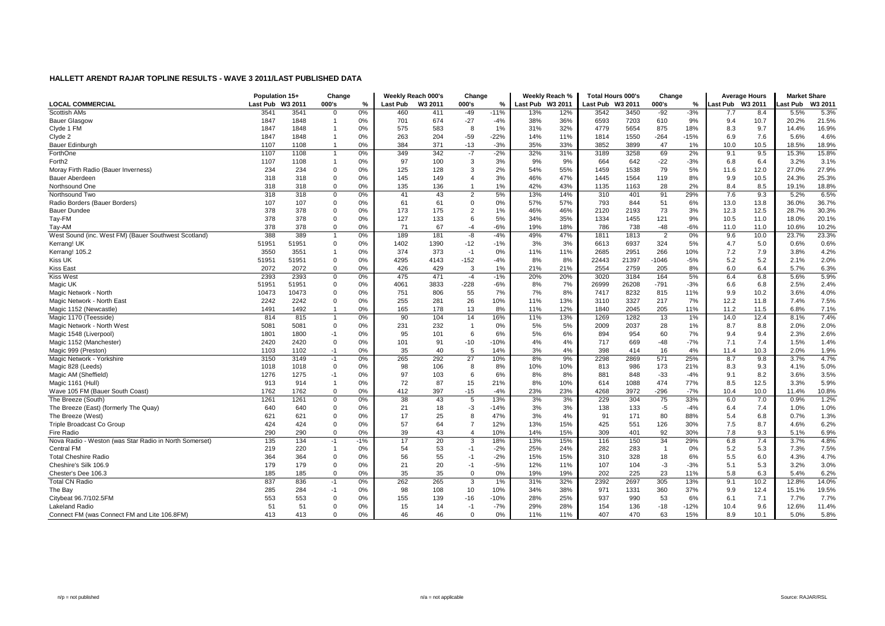# HALLETT ARENDT RAJAR TOPLINE RESULTS - WAVE 3 2011/LAST PUBLISHED DATA

| | Population 15+ | | Change | | Weekly Reach 000's | | Change | | Weekly Reach % | | Total Hours 000's | | Change | | Average Hours | | Market Share | |
|---|---|---|---|---|---|---|---|---|---|---|---|---|---|---|---|---|---|---|
| LOCAL COMMERCIAL | Last Pub | W3 2011 | 000's | % | Last Pub | W3 2011 | 000's | % | Last Pub | W3 2011 | Last Pub | W3 2011 | 000's | % | Last Pub | W3 2011 | Last Pub | W3 2011 |
| Scottish AMs | 3541 | 3541 | 0 | 0% | 460 | 411 | -49 | -11% | 13% | 12% | 3542 | 3450 | -92 | -3% | 7.7 | 8.4 | 5.5% | 5.3% |
| Bauer Glasgow | 1847 | 1848 | 1 | 0% | 701 | 674 | -27 | -4% | 38% | 36% | 6593 | 7203 | 610 | 9% | 9.4 | 10.7 | 20.2% | 21.5% |
| Clyde 1 FM | 1847 | 1848 | 1 | 0% | 575 | 583 | 8 | 1% | 31% | 32% | 4779 | 5654 | 875 | 18% | 8.3 | 9.7 | 14.4% | 16.9% |
| Clyde 2 | 1847 | 1848 | 1 | 0% | 263 | 204 | -59 | -22% | 14% | 11% | 1814 | 1550 | -264 | -15% | 6.9 | 7.6 | 5.6% | 4.6% |
| Bauer Edinburgh | 1107 | 1108 | 1 | 0% | 384 | 371 | -13 | -3% | 35% | 33% | 3852 | 3899 | 47 | 1% | 10.0 | 10.5 | 18.5% | 18.9% |
| ForthOne | 1107 | 1108 | 1 | 0% | 349 | 342 | -7 | -2% | 32% | 31% | 3189 | 3258 | 69 | 2% | 9.1 | 9.5 | 15.3% | 15.8% |
| Forth2 | 1107 | 1108 | 1 | 0% | 97 | 100 | 3 | 3% | 9% | 9% | 664 | 642 | -22 | -3% | 6.8 | 6.4 | 3.2% | 3.1% |
| Moray Firth Radio (Bauer Inverness) | 234 | 234 | 0 | 0% | 125 | 128 | 3 | 2% | 54% | 55% | 1459 | 1538 | 79 | 5% | 11.6 | 12.0 | 27.0% | 27.9% |
| Bauer Aberdeen | 318 | 318 | 0 | 0% | 145 | 149 | 4 | 3% | 46% | 47% | 1445 | 1564 | 119 | 8% | 9.9 | 10.5 | 24.3% | 25.3% |
| Northsound One | 318 | 318 | 0 | 0% | 135 | 136 | 1 | 1% | 42% | 43% | 1135 | 1163 | 28 | 2% | 8.4 | 8.5 | 19.1% | 18.8% |
| Northsound Two | 318 | 318 | 0 | 0% | 41 | 43 | 2 | 5% | 13% | 14% | 310 | 401 | 91 | 29% | 7.6 | 9.3 | 5.2% | 6.5% |
| Radio Borders (Bauer Borders) | 107 | 107 | 0 | 0% | 61 | 61 | 0 | 0% | 57% | 57% | 793 | 844 | 51 | 6% | 13.0 | 13.8 | 36.0% | 36.7% |
| Bauer Dundee | 378 | 378 | 0 | 0% | 173 | 175 | 2 | 1% | 46% | 46% | 2120 | 2193 | 73 | 3% | 12.3 | 12.5 | 28.7% | 30.3% |
| Tay-FM | 378 | 378 | 0 | 0% | 127 | 133 | 6 | 5% | 34% | 35% | 1334 | 1455 | 121 | 9% | 10.5 | 11.0 | 18.0% | 20.1% |
| Tay-AM | 378 | 378 | 0 | 0% | 71 | 67 | -4 | -6% | 19% | 18% | 786 | 738 | -48 | -6% | 11.0 | 11.0 | 10.6% | 10.2% |
| West Sound (inc. West FM) (Bauer Southwest Scotland) | 388 | 389 | 1 | 0% | 189 | 181 | -8 | -4% | 49% | 47% | 1811 | 1813 | 2 | 0% | 9.6 | 10.0 | 23.7% | 23.3% |
| Kerrang! UK | 51951 | 51951 | 0 | 0% | 1402 | 1390 | -12 | -1% | 3% | 3% | 6613 | 6937 | 324 | 5% | 4.7 | 5.0 | 0.6% | 0.6% |
| Kerrang! 105.2 | 3550 | 3551 | 1 | 0% | 374 | 373 | -1 | 0% | 11% | 11% | 2685 | 2951 | 266 | 10% | 7.2 | 7.9 | 3.8% | 4.2% |
| Kiss UK | 51951 | 51951 | 0 | 0% | 4295 | 4143 | -152 | -4% | 8% | 8% | 22443 | 21397 | -1046 | -5% | 5.2 | 5.2 | 2.1% | 2.0% |
| Kiss East | 2072 | 2072 | 0 | 0% | 426 | 429 | 3 | 1% | 21% | 21% | 2554 | 2759 | 205 | 8% | 6.0 | 6.4 | 5.7% | 6.3% |
| Kiss West | 2393 | 2393 | 0 | 0% | 475 | 471 | -4 | -1% | 20% | 20% | 3020 | 3184 | 164 | 5% | 6.4 | 6.8 | 5.6% | 5.9% |
| Magic UK | 51951 | 51951 | 0 | 0% | 4061 | 3833 | -228 | -6% | 8% | 7% | 26999 | 26208 | -791 | -3% | 6.6 | 6.8 | 2.5% | 2.4% |
| Magic Network - North | 10473 | 10473 | 0 | 0% | 751 | 806 | 55 | 7% | 7% | 8% | 7417 | 8232 | 815 | 11% | 9.9 | 10.2 | 3.6% | 4.0% |
| Magic Network - North East | 2242 | 2242 | 0 | 0% | 255 | 281 | 26 | 10% | 11% | 13% | 3110 | 3327 | 217 | 7% | 12.2 | 11.8 | 7.4% | 7.5% |
| Magic 1152 (Newcastle) | 1491 | 1492 | 1 | 0% | 165 | 178 | 13 | 8% | 11% | 12% | 1840 | 2045 | 205 | 11% | 11.2 | 11.5 | 6.8% | 7.1% |
| Magic 1170 (Teesside) | 814 | 815 | 1 | 0% | 90 | 104 | 14 | 16% | 11% | 13% | 1269 | 1282 | 13 | 1% | 14.0 | 12.4 | 8.1% | 7.4% |
| Magic Network - North West | 5081 | 5081 | 0 | 0% | 231 | 232 | 1 | 0% | 5% | 5% | 2009 | 2037 | 28 | 1% | 8.7 | 8.8 | 2.0% | 2.0% |
| Magic 1548 (Liverpool) | 1801 | 1800 | -1 | 0% | 95 | 101 | 6 | 6% | 5% | 6% | 894 | 954 | 60 | 7% | 9.4 | 9.4 | 2.3% | 2.6% |
| Magic 1152 (Manchester) | 2420 | 2420 | 0 | 0% | 101 | 91 | -10 | -10% | 4% | 4% | 717 | 669 | -48 | -7% | 7.1 | 7.4 | 1.5% | 1.4% |
| Magic 999 (Preston) | 1103 | 1102 | -1 | 0% | 35 | 40 | 5 | 14% | 3% | 4% | 398 | 414 | 16 | 4% | 11.4 | 10.3 | 2.0% | 1.9% |
| Magic Network - Yorkshire | 3150 | 3149 | -1 | 0% | 265 | 292 | 27 | 10% | 8% | 9% | 2298 | 2869 | 571 | 25% | 8.7 | 9.8 | 3.7% | 4.7% |
| Magic 828 (Leeds) | 1018 | 1018 | 0 | 0% | 98 | 106 | 8 | 8% | 10% | 10% | 813 | 986 | 173 | 21% | 8.3 | 9.3 | 4.1% | 5.0% |
| Magic AM (Sheffield) | 1276 | 1275 | -1 | 0% | 97 | 103 | 6 | 6% | 8% | 8% | 881 | 848 | -33 | -4% | 9.1 | 8.2 | 3.6% | 3.5% |
| Magic 1161 (Hull) | 913 | 914 | 1 | 0% | 72 | 87 | 15 | 21% | 8% | 10% | 614 | 1088 | 474 | 77% | 8.5 | 12.5 | 3.3% | 5.9% |
| Wave 105 FM (Bauer South Coast) | 1762 | 1762 | 0 | 0% | 412 | 397 | -15 | -4% | 23% | 23% | 4268 | 3972 | -296 | -7% | 10.4 | 10.0 | 11.4% | 10.8% |
| The Breeze (South) | 1261 | 1261 | 0 | 0% | 38 | 43 | 5 | 13% | 3% | 3% | 229 | 304 | 75 | 33% | 6.0 | 7.0 | 0.9% | 1.2% |
| The Breeze (East) (formerly The Quay) | 640 | 640 | 0 | 0% | 21 | 18 | -3 | -14% | 3% | 3% | 138 | 133 | -5 | -4% | 6.4 | 7.4 | 1.0% | 1.0% |
| The Breeze (West) | 621 | 621 | 0 | 0% | 17 | 25 | 8 | 47% | 3% | 4% | 91 | 171 | 80 | 88% | 5.4 | 6.8 | 0.7% | 1.3% |
| Triple Broadcast Co Group | 424 | 424 | 0 | 0% | 57 | 64 | 7 | 12% | 13% | 15% | 425 | 551 | 126 | 30% | 7.5 | 8.7 | 4.6% | 6.2% |
| Fire Radio | 290 | 290 | 0 | 0% | 39 | 43 | 4 | 10% | 14% | 15% | 309 | 401 | 92 | 30% | 7.8 | 9.3 | 5.1% | 6.9% |
| Nova Radio - Weston (was Star Radio in North Somerset) | 135 | 134 | -1 | -1% | 17 | 20 | 3 | 18% | 13% | 15% | 116 | 150 | 34 | 29% | 6.8 | 7.4 | 3.7% | 4.8% |
| Central FM | 219 | 220 | 1 | 0% | 54 | 53 | -1 | -2% | 25% | 24% | 282 | 283 | 1 | 0% | 5.2 | 5.3 | 7.3% | 7.5% |
| Total Cheshire Radio | 364 | 364 | 0 | 0% | 56 | 55 | -1 | -2% | 15% | 15% | 310 | 328 | 18 | 6% | 5.5 | 6.0 | 4.3% | 4.7% |
| Cheshire's Silk 106.9 | 179 | 179 | 0 | 0% | 21 | 20 | -1 | -5% | 12% | 11% | 107 | 104 | -3 | -3% | 5.1 | 5.3 | 3.2% | 3.0% |
| Chester's Dee 106.3 | 185 | 185 | 0 | 0% | 35 | 35 | 0 | 0% | 19% | 19% | 202 | 225 | 23 | 11% | 5.8 | 6.3 | 5.4% | 6.2% |
| Total CN Radio | 837 | 836 | -1 | 0% | 262 | 265 | 3 | 1% | 31% | 32% | 2392 | 2697 | 305 | 13% | 9.1 | 10.2 | 12.8% | 14.0% |
| The Bay | 285 | 284 | -1 | 0% | 98 | 108 | 10 | 10% | 34% | 38% | 971 | 1331 | 360 | 37% | 9.9 | 12.4 | 15.1% | 19.5% |
| Citybeat 96.7/102.5FM | 553 | 553 | 0 | 0% | 155 | 139 | -16 | -10% | 28% | 25% | 937 | 990 | 53 | 6% | 6.1 | 7.1 | 7.7% | 7.7% |
| Lakeland Radio | 51 | 51 | 0 | 0% | 15 | 14 | -1 | -7% | 29% | 28% | 154 | 136 | -18 | -12% | 10.4 | 9.6 | 12.6% | 11.4% |
| Connect FM (was Connect FM and Lite 106.8FM) | 413 | 413 | 0 | 0% | 46 | 46 | 0 | 0% | 11% | 11% | 407 | 470 | 63 | 15% | 8.9 | 10.1 | 5.0% | 5.8% |

n/p = not published

n/a = not applicable

Source: RAJAR/RSL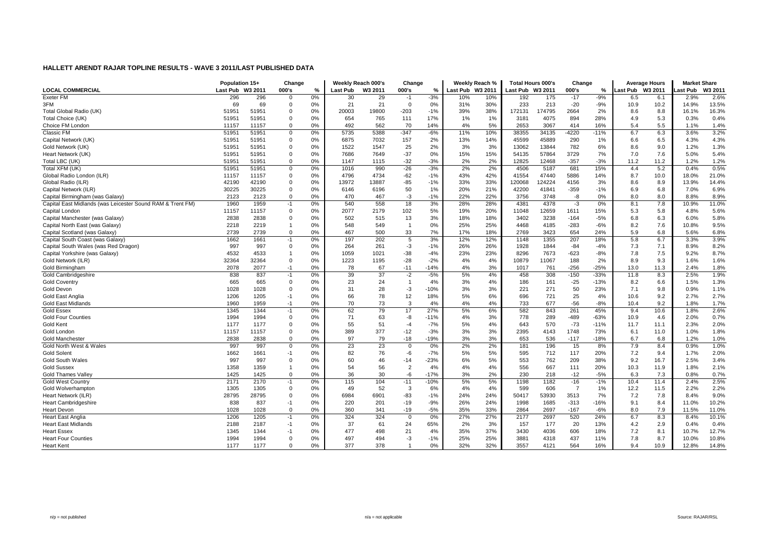# HALLETT ARENDT RAJAR TOPLINE RESULTS - WAVE 3 2011/LAST PUBLISHED DATA

| LOCAL COMMERCIAL | Population 15+ | | Change | | Weekly Reach 000's | | Change | | Weekly Reach % | | Total Hours 000's | | Change | | Average Hours | | Market Share | |
|---|---|---|---|---|---|---|---|---|---|---|---|---|---|---|---|---|---|---|
| | Last Pub | W3 2011 | 000's | % | Last Pub | W3 2011 | 000's | % | Last Pub | W3 2011 | Last Pub | W3 2011 | 000's | % | Last Pub | W3 2011 | Last Pub | W3 2011 |
| Exeter FM | 296 | 296 | 0 | 0% | 30 | 29 | -1 | -3% | 10% | 10% | 192 | 175 | -17 | -9% | 6.5 | 6.1 | 2.9% | 2.6% |
| 3FM | 69 | 69 | 0 | 0% | 21 | 21 | 0 | 0% | 31% | 30% | 233 | 213 | -20 | -9% | 10.9 | 10.2 | 14.9% | 13.5% |
| Total Global Radio (UK) | 51951 | 51951 | 0 | 0% | 20003 | 19800 | -203 | -1% | 39% | 38% | 172131 | 174795 | 2664 | 2% | 8.6 | 8.8 | 16.1% | 16.3% |
| Total Choice (UK) | 51951 | 51951 | 0 | 0% | 654 | 765 | 111 | 17% | 1% | 1% | 3181 | 4075 | 894 | 28% | 4.9 | 5.3 | 0.3% | 0.4% |
| Choice FM London | 11157 | 11157 | 0 | 0% | 492 | 562 | 70 | 14% | 4% | 5% | 2653 | 3067 | 414 | 16% | 5.4 | 5.5 | 1.1% | 1.4% |
| Classic FM | 51951 | 51951 | 0 | 0% | 5735 | 5388 | -347 | -6% | 11% | 10% | 38355 | 34135 | -4220 | -11% | 6.7 | 6.3 | 3.6% | 3.2% |
| Capital Network (UK) | 51951 | 51951 | 0 | 0% | 6875 | 7032 | 157 | 2% | 13% | 14% | 45599 | 45889 | 290 | 1% | 6.6 | 6.5 | 4.3% | 4.3% |
| Gold Network (UK) | 51951 | 51951 | 0 | 0% | 1522 | 1547 | 25 | 2% | 3% | 3% | 13062 | 13844 | 782 | 6% | 8.6 | 9.0 | 1.2% | 1.3% |
| Heart Network (UK) | 51951 | 51951 | 0 | 0% | 7686 | 7649 | -37 | 0% | 15% | 15% | 54135 | 57864 | 3729 | 7% | 7.0 | 7.6 | 5.0% | 5.4% |
| Total LBC (UK) | 51951 | 51951 | 0 | 0% | 1147 | 1115 | -32 | -3% | 2% | 2% | 12825 | 12468 | -357 | -3% | 11.2 | 11.2 | 1.2% | 1.2% |
| Total XFM (UK) | 51951 | 51951 | 0 | 0% | 1016 | 990 | -26 | -3% | 2% | 2% | 4506 | 5187 | 681 | 15% | 4.4 | 5.2 | 0.4% | 0.5% |
| Global Radio London (ILR) | 11157 | 11157 | 0 | 0% | 4796 | 4734 | -62 | -1% | 43% | 42% | 41554 | 47440 | 5886 | 14% | 8.7 | 10.0 | 18.0% | 21.0% |
| Global Radio (ILR) | 42190 | 42190 | 0 | 0% | 13972 | 13887 | -85 | -1% | 33% | 33% | 120068 | 124224 | 4156 | 3% | 8.6 | 8.9 | 13.9% | 14.4% |
| Capital Network (ILR) | 30225 | 30225 | 0 | 0% | 6146 | 6196 | 50 | 1% | 20% | 21% | 42200 | 41841 | -359 | -1% | 6.9 | 6.8 | 7.0% | 6.9% |
| Capital Birmingham (was Galaxy) | 2123 | 2123 | 0 | 0% | 470 | 467 | -3 | -1% | 22% | 22% | 3756 | 3748 | -8 | 0% | 8.0 | 8.0 | 8.8% | 8.9% |
| Capital East Midlands (was Leicester Sound RAM & Trent FM) | 1960 | 1959 | -1 | 0% | 540 | 558 | 18 | 3% | 28% | 28% | 4381 | 4378 | -3 | 0% | 8.1 | 7.8 | 10.9% | 11.0% |
| Capital London | 11157 | 11157 | 0 | 0% | 2077 | 2179 | 102 | 5% | 19% | 20% | 11048 | 12659 | 1611 | 15% | 5.3 | 5.8 | 4.8% | 5.6% |
| Capital Manchester (was Galaxy) | 2838 | 2838 | 0 | 0% | 502 | 515 | 13 | 3% | 18% | 18% | 3402 | 3238 | -164 | -5% | 6.8 | 6.3 | 6.0% | 5.8% |
| Capital North East (was Galaxy) | 2218 | 2219 | 1 | 0% | 548 | 549 | 1 | 0% | 25% | 25% | 4468 | 4185 | -283 | -6% | 8.2 | 7.6 | 10.8% | 9.5% |
| Capital Scotland (was Galaxy) | 2739 | 2739 | 0 | 0% | 467 | 500 | 33 | 7% | 17% | 18% | 2769 | 3423 | 654 | 24% | 5.9 | 6.8 | 5.6% | 6.8% |
| Capital South Coast (was Galaxy) | 1662 | 1661 | -1 | 0% | 197 | 202 | 5 | 3% | 12% | 12% | 1148 | 1355 | 207 | 18% | 5.8 | 6.7 | 3.3% | 3.9% |
| Capital South Wales (was Red Dragon) | 997 | 997 | 0 | 0% | 264 | 261 | -3 | -1% | 26% | 26% | 1928 | 1844 | -84 | -4% | 7.3 | 7.1 | 8.9% | 8.2% |
| Capital Yorkshire (was Galaxy) | 4532 | 4533 | 1 | 0% | 1059 | 1021 | -38 | -4% | 23% | 23% | 8296 | 7673 | -623 | -8% | 7.8 | 7.5 | 9.2% | 8.7% |
| Gold Network (ILR) | 32364 | 32364 | 0 | 0% | 1223 | 1195 | -28 | -2% | 4% | 4% | 10879 | 11067 | 188 | 2% | 8.9 | 9.3 | 1.6% | 1.6% |
| Gold Birmingham | 2078 | 2077 | -1 | 0% | 78 | 67 | -11 | -14% | 4% | 3% | 1017 | 761 | -256 | -25% | 13.0 | 11.3 | 2.4% | 1.8% |
| Gold Cambridgeshire | 838 | 837 | -1 | 0% | 39 | 37 | -2 | -5% | 5% | 4% | 458 | 308 | -150 | -33% | 11.8 | 8.3 | 2.5% | 1.9% |
| Gold Coventry | 665 | 665 | 0 | 0% | 23 | 24 | 1 | 4% | 3% | 4% | 186 | 161 | -25 | -13% | 8.2 | 6.6 | 1.5% | 1.3% |
| Gold Devon | 1028 | 1028 | 0 | 0% | 31 | 28 | -3 | -10% | 3% | 3% | 221 | 271 | 50 | 23% | 7.1 | 9.8 | 0.9% | 1.1% |
| Gold East Anglia | 1206 | 1205 | -1 | 0% | 66 | 78 | 12 | 18% | 5% | 6% | 696 | 721 | 25 | 4% | 10.6 | 9.2 | 2.7% | 2.7% |
| Gold East Midlands | 1960 | 1959 | -1 | 0% | 70 | 73 | 3 | 4% | 4% | 4% | 733 | 677 | -56 | -8% | 10.4 | 9.2 | 1.8% | 1.7% |
| Gold Essex | 1345 | 1344 | -1 | 0% | 62 | 79 | 17 | 27% | 5% | 6% | 582 | 843 | 261 | 45% | 9.4 | 10.6 | 1.8% | 2.6% |
| Gold Four Counties | 1994 | 1994 | 0 | 0% | 71 | 63 | -8 | -11% | 4% | 3% | 778 | 289 | -489 | -63% | 10.9 | 4.6 | 2.0% | 0.7% |
| Gold Kent | 1177 | 1177 | 0 | 0% | 55 | 51 | -4 | -7% | 5% | 4% | 643 | 570 | -73 | -11% | 11.7 | 11.1 | 2.3% | 2.0% |
| Gold London | 11157 | 11157 | 0 | 0% | 389 | 377 | -12 | -3% | 3% | 3% | 2395 | 4143 | 1748 | 73% | 6.1 | 11.0 | 1.0% | 1.8% |
| Gold Manchester | 2838 | 2838 | 0 | 0% | 97 | 79 | -18 | -19% | 3% | 3% | 653 | 536 | -117 | -18% | 6.7 | 6.8 | 1.2% | 1.0% |
| Gold North West & Wales | 997 | 997 | 0 | 0% | 23 | 23 | 0 | 0% | 2% | 2% | 181 | 196 | 15 | 8% | 7.9 | 8.4 | 0.9% | 1.0% |
| Gold Solent | 1662 | 1661 | -1 | 0% | 82 | 76 | -6 | -7% | 5% | 5% | 595 | 712 | 117 | 20% | 7.2 | 9.4 | 1.7% | 2.0% |
| Gold South Wales | 997 | 997 | 0 | 0% | 60 | 46 | -14 | -23% | 6% | 5% | 553 | 762 | 209 | 38% | 9.2 | 16.7 | 2.5% | 3.4% |
| Gold Sussex | 1358 | 1359 | 1 | 0% | 54 | 56 | 2 | 4% | 4% | 4% | 556 | 667 | 111 | 20% | 10.3 | 11.9 | 1.8% | 2.1% |
| Gold Thames Valley | 1425 | 1425 | 0 | 0% | 36 | 30 | -6 | -17% | 3% | 2% | 230 | 218 | -12 | -5% | 6.3 | 7.3 | 0.8% | 0.7% |
| Gold West Country | 2171 | 2170 | -1 | 0% | 115 | 104 | -11 | -10% | 5% | 5% | 1198 | 1182 | -16 | -1% | 10.4 | 11.4 | 2.4% | 2.5% |
| Gold Wolverhampton | 1305 | 1305 | 0 | 0% | 49 | 52 | 3 | 6% | 4% | 4% | 599 | 606 | 7 | 1% | 12.2 | 11.5 | 2.2% | 2.2% |
| Heart Network (ILR) | 28795 | 28795 | 0 | 0% | 6984 | 6901 | -83 | -1% | 24% | 24% | 50417 | 53930 | 3513 | 7% | 7.2 | 7.8 | 8.4% | 9.0% |
| Heart Cambridgeshire | 838 | 837 | -1 | 0% | 220 | 201 | -19 | -9% | 26% | 24% | 1998 | 1685 | -313 | -16% | 9.1 | 8.4 | 11.0% | 10.2% |
| Heart Devon | 1028 | 1028 | 0 | 0% | 360 | 341 | -19 | -5% | 35% | 33% | 2864 | 2697 | -167 | -6% | 8.0 | 7.9 | 11.5% | 11.0% |
| Heart East Anglia | 1206 | 1205 | -1 | 0% | 324 | 324 | 0 | 0% | 27% | 27% | 2177 | 2697 | 520 | 24% | 6.7 | 8.3 | 8.4% | 10.1% |
| Heart East Midlands | 2188 | 2187 | -1 | 0% | 37 | 61 | 24 | 65% | 2% | 3% | 157 | 177 | 20 | 13% | 4.2 | 2.9 | 0.4% | 0.4% |
| Heart Essex | 1345 | 1344 | -1 | 0% | 477 | 498 | 21 | 4% | 35% | 37% | 3430 | 4036 | 606 | 18% | 7.2 | 8.1 | 10.7% | 12.7% |
| Heart Four Counties | 1994 | 1994 | 0 | 0% | 497 | 494 | -3 | -1% | 25% | 25% | 3881 | 4318 | 437 | 11% | 7.8 | 8.7 | 10.0% | 10.8% |
| Heart Kent | 1177 | 1177 | 0 | 0% | 377 | 378 | 1 | 0% | 32% | 32% | 3557 | 4121 | 564 | 16% | 9.4 | 10.9 | 12.8% | 14.8% |

n/p = not published

n/a = not applicable

Source: RAJAR/RSL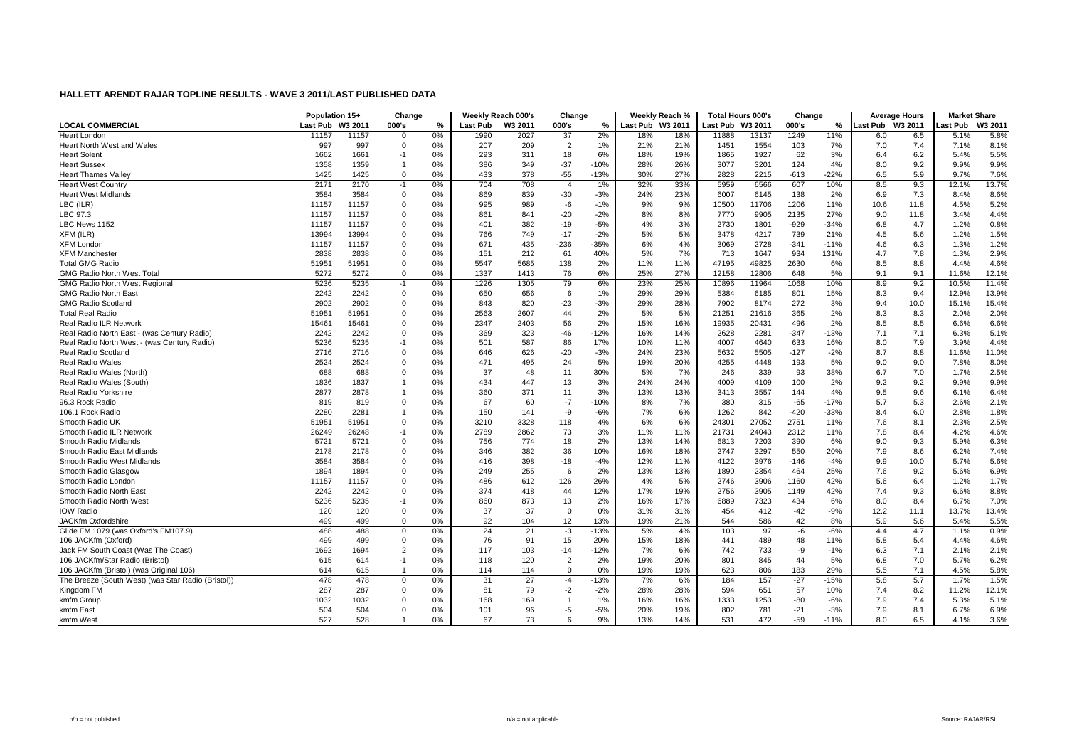## HALLETT ARENDT RAJAR TOPLINE RESULTS - WAVE 3 2011/LAST PUBLISHED DATA

| LOCAL COMMERCIAL | Population 15+ | | Change | | Weekly Reach 000's | | Change | | Weekly Reach % | | Total Hours 000's | | Change | | Average Hours | | Market Share | |
|---|---|---|---|---|---|---|---|---|---|---|---|---|---|---|---|---|---|---|
| | Last Pub | W3 2011 | 000's | % | Last Pub | W3 2011 | 000's | % | Last Pub | W3 2011 | Last Pub | W3 2011 | 000's | % | Last Pub | W3 2011 | Last Pub | W3 2011 |
| Heart London | 11157 | 11157 | 0 | 0% | 1990 | 2027 | 37 | 2% | 18% | 18% | 11888 | 13137 | 1249 | 11% | 6.0 | 6.5 | 5.1% | 5.8% |
| Heart North West and Wales | 997 | 997 | 0 | 0% | 207 | 209 | 2 | 1% | 21% | 21% | 1451 | 1554 | 103 | 7% | 7.0 | 7.4 | 7.1% | 8.1% |
| Heart Solent | 1662 | 1661 | -1 | 0% | 293 | 311 | 18 | 6% | 18% | 19% | 1865 | 1927 | 62 | 3% | 6.4 | 6.2 | 5.4% | 5.5% |
| Heart Sussex | 1358 | 1359 | 1 | 0% | 386 | 349 | -37 | -10% | 28% | 26% | 3077 | 3201 | 124 | 4% | 8.0 | 9.2 | 9.9% | 9.9% |
| Heart Thames Valley | 1425 | 1425 | 0 | 0% | 433 | 378 | -55 | -13% | 30% | 27% | 2828 | 2215 | -613 | -22% | 6.5 | 5.9 | 9.7% | 7.6% |
| Heart West Country | 2171 | 2170 | -1 | 0% | 704 | 708 | 4 | 1% | 32% | 33% | 5959 | 6566 | 607 | 10% | 8.5 | 9.3 | 12.1% | 13.7% |
| Heart West Midlands | 3584 | 3584 | 0 | 0% | 869 | 839 | -30 | -3% | 24% | 23% | 6007 | 6145 | 138 | 2% | 6.9 | 7.3 | 8.4% | 8.6% |
| LBC (ILR) | 11157 | 11157 | 0 | 0% | 995 | 989 | -6 | -1% | 9% | 9% | 10500 | 11706 | 1206 | 11% | 10.6 | 11.8 | 4.5% | 5.2% |
| LBC 97.3 | 11157 | 11157 | 0 | 0% | 861 | 841 | -20 | -2% | 8% | 8% | 7770 | 9905 | 2135 | 27% | 9.0 | 11.8 | 3.4% | 4.4% |
| LBC News 1152 | 11157 | 11157 | 0 | 0% | 401 | 382 | -19 | -5% | 4% | 3% | 2730 | 1801 | -929 | -34% | 6.8 | 4.7 | 1.2% | 0.8% |
| XFM (ILR) | 13994 | 13994 | 0 | 0% | 766 | 749 | -17 | -2% | 5% | 5% | 3478 | 4217 | 739 | 21% | 4.5 | 5.6 | 1.2% | 1.5% |
| XFM London | 11157 | 11157 | 0 | 0% | 671 | 435 | -236 | -35% | 6% | 4% | 3069 | 2728 | -341 | -11% | 4.6 | 6.3 | 1.3% | 1.2% |
| XFM Manchester | 2838 | 2838 | 0 | 0% | 151 | 212 | 61 | 40% | 5% | 7% | 713 | 1647 | 934 | 131% | 4.7 | 7.8 | 1.3% | 2.9% |
| Total GMG Radio | 51951 | 51951 | 0 | 0% | 5547 | 5685 | 138 | 2% | 11% | 11% | 47195 | 49825 | 2630 | 6% | 8.5 | 8.8 | 4.4% | 4.6% |
| GMG Radio North West Total | 5272 | 5272 | 0 | 0% | 1337 | 1413 | 76 | 6% | 25% | 27% | 12158 | 12806 | 648 | 5% | 9.1 | 9.1 | 11.6% | 12.1% |
| GMG Radio North West Regional | 5236 | 5235 | -1 | 0% | 1226 | 1305 | 79 | 6% | 23% | 25% | 10896 | 11964 | 1068 | 10% | 8.9 | 9.2 | 10.5% | 11.4% |
| GMG Radio North East | 2242 | 2242 | 0 | 0% | 650 | 656 | 6 | 1% | 29% | 29% | 5384 | 6185 | 801 | 15% | 8.3 | 9.4 | 12.9% | 13.9% |
| GMG Radio Scotland | 2902 | 2902 | 0 | 0% | 843 | 820 | -23 | -3% | 29% | 28% | 7902 | 8174 | 272 | 3% | 9.4 | 10.0 | 15.1% | 15.4% |
| Total Real Radio | 51951 | 51951 | 0 | 0% | 2563 | 2607 | 44 | 2% | 5% | 5% | 21251 | 21616 | 365 | 2% | 8.3 | 8.3 | 2.0% | 2.0% |
| Real Radio ILR Network | 15461 | 15461 | 0 | 0% | 2347 | 2403 | 56 | 2% | 15% | 16% | 19935 | 20431 | 496 | 2% | 8.5 | 8.5 | 6.6% | 6.6% |
| Real Radio North East - (was Century Radio) | 2242 | 2242 | 0 | 0% | 369 | 323 | -46 | -12% | 16% | 14% | 2628 | 2281 | -347 | -13% | 7.1 | 7.1 | 6.3% | 5.1% |
| Real Radio North West - (was Century Radio) | 5236 | 5235 | -1 | 0% | 501 | 587 | 86 | 17% | 10% | 11% | 4007 | 4640 | 633 | 16% | 8.0 | 7.9 | 3.9% | 4.4% |
| Real Radio Scotland | 2716 | 2716 | 0 | 0% | 646 | 626 | -20 | -3% | 24% | 23% | 5632 | 5505 | -127 | -2% | 8.7 | 8.8 | 11.6% | 11.0% |
| Real Radio Wales | 2524 | 2524 | 0 | 0% | 471 | 495 | 24 | 5% | 19% | 20% | 4255 | 4448 | 193 | 5% | 9.0 | 9.0 | 7.8% | 8.0% |
| Real Radio Wales (North) | 688 | 688 | 0 | 0% | 37 | 48 | 11 | 30% | 5% | 7% | 246 | 339 | 93 | 38% | 6.7 | 7.0 | 1.7% | 2.5% |
| Real Radio Wales (South) | 1836 | 1837 | 1 | 0% | 434 | 447 | 13 | 3% | 24% | 24% | 4009 | 4109 | 100 | 2% | 9.2 | 9.2 | 9.9% | 9.9% |
| Real Radio Yorkshire | 2877 | 2878 | 1 | 0% | 360 | 371 | 11 | 3% | 13% | 13% | 3413 | 3557 | 144 | 4% | 9.5 | 9.6 | 6.1% | 6.4% |
| 96.3 Rock Radio | 819 | 819 | 0 | 0% | 67 | 60 | -7 | -10% | 8% | 7% | 380 | 315 | -65 | -17% | 5.7 | 5.3 | 2.6% | 2.1% |
| 106.1 Rock Radio | 2280 | 2281 | 1 | 0% | 150 | 141 | -9 | -6% | 7% | 6% | 1262 | 842 | -420 | -33% | 8.4 | 6.0 | 2.8% | 1.8% |
| Smooth Radio UK | 51951 | 51951 | 0 | 0% | 3210 | 3328 | 118 | 4% | 6% | 6% | 24301 | 27052 | 2751 | 11% | 7.6 | 8.1 | 2.3% | 2.5% |
| Smooth Radio ILR Network | 26249 | 26248 | -1 | 0% | 2789 | 2862 | 73 | 3% | 11% | 11% | 21731 | 24043 | 2312 | 11% | 7.8 | 8.4 | 4.2% | 4.6% |
| Smooth Radio Midlands | 5721 | 5721 | 0 | 0% | 756 | 774 | 18 | 2% | 13% | 14% | 6813 | 7203 | 390 | 6% | 9.0 | 9.3 | 5.9% | 6.3% |
| Smooth Radio East Midlands | 2178 | 2178 | 0 | 0% | 346 | 382 | 36 | 10% | 16% | 18% | 2747 | 3297 | 550 | 20% | 7.9 | 8.6 | 6.2% | 7.4% |
| Smooth Radio West Midlands | 3584 | 3584 | 0 | 0% | 416 | 398 | -18 | -4% | 12% | 11% | 4122 | 3976 | -146 | -4% | 9.9 | 10.0 | 5.7% | 5.6% |
| Smooth Radio Glasgow | 1894 | 1894 | 0 | 0% | 249 | 255 | 6 | 2% | 13% | 13% | 1890 | 2354 | 464 | 25% | 7.6 | 9.2 | 5.6% | 6.9% |
| Smooth Radio London | 11157 | 11157 | 0 | 0% | 486 | 612 | 126 | 26% | 4% | 5% | 2746 | 3906 | 1160 | 42% | 5.6 | 6.4 | 1.2% | 1.7% |
| Smooth Radio North East | 2242 | 2242 | 0 | 0% | 374 | 418 | 44 | 12% | 17% | 19% | 2756 | 3905 | 1149 | 42% | 7.4 | 9.3 | 6.6% | 8.8% |
| Smooth Radio North West | 5236 | 5235 | -1 | 0% | 860 | 873 | 13 | 2% | 16% | 17% | 6889 | 7323 | 434 | 6% | 8.0 | 8.4 | 6.7% | 7.0% |
| IOW Radio | 120 | 120 | 0 | 0% | 37 | 37 | 0 | 0% | 31% | 31% | 454 | 412 | -42 | -9% | 12.2 | 11.1 | 13.7% | 13.4% |
| JACKfm Oxfordshire | 499 | 499 | 0 | 0% | 92 | 104 | 12 | 13% | 19% | 21% | 544 | 586 | 42 | 8% | 5.9 | 5.6 | 5.4% | 5.5% |
| Glide FM 1079 (was Oxford's FM107.9) | 488 | 488 | 0 | 0% | 24 | 21 | -3 | -13% | 5% | 4% | 103 | 97 | -6 | -6% | 4.4 | 4.7 | 1.1% | 0.9% |
| 106 JACKfm (Oxford) | 499 | 499 | 0 | 0% | 76 | 91 | 15 | 20% | 15% | 18% | 441 | 489 | 48 | 11% | 5.8 | 5.4 | 4.4% | 4.6% |
| Jack FM South Coast (Was The Coast) | 1692 | 1694 | 2 | 0% | 117 | 103 | -14 | -12% | 7% | 6% | 742 | 733 | -9 | -1% | 6.3 | 7.1 | 2.1% | 2.1% |
| 106 JACKfm/Star Radio (Bristol) | 615 | 614 | -1 | 0% | 118 | 120 | 2 | 2% | 19% | 20% | 801 | 845 | 44 | 5% | 6.8 | 7.0 | 5.7% | 6.2% |
| 106 JACKfm (Bristol) (was Original 106) | 614 | 615 | 1 | 0% | 114 | 114 | 0 | 0% | 19% | 19% | 623 | 806 | 183 | 29% | 5.5 | 7.1 | 4.5% | 5.8% |
| The Breeze (South West) (was Star Radio (Bristol)) | 478 | 478 | 0 | 0% | 31 | 27 | -4 | -13% | 7% | 6% | 184 | 157 | -27 | -15% | 5.8 | 5.7 | 1.7% | 1.5% |
| Kingdom FM | 287 | 287 | 0 | 0% | 81 | 79 | -2 | -2% | 28% | 28% | 594 | 651 | 57 | 10% | 7.4 | 8.2 | 11.2% | 12.1% |
| kmfm Group | 1032 | 1032 | 0 | 0% | 168 | 169 | 1 | 1% | 16% | 16% | 1333 | 1253 | -80 | -6% | 7.9 | 7.4 | 5.3% | 5.1% |
| kmfm East | 504 | 504 | 0 | 0% | 101 | 96 | -5 | -5% | 20% | 19% | 802 | 781 | -21 | -3% | 7.9 | 8.1 | 6.7% | 6.9% |
| kmfm West | 527 | 528 | 1 | 0% | 67 | 73 | 6 | 9% | 13% | 14% | 531 | 472 | -59 | -11% | 8.0 | 6.5 | 4.1% | 3.6% |

n/p = not published

n/a = not applicable

Source: RAJAR/RSL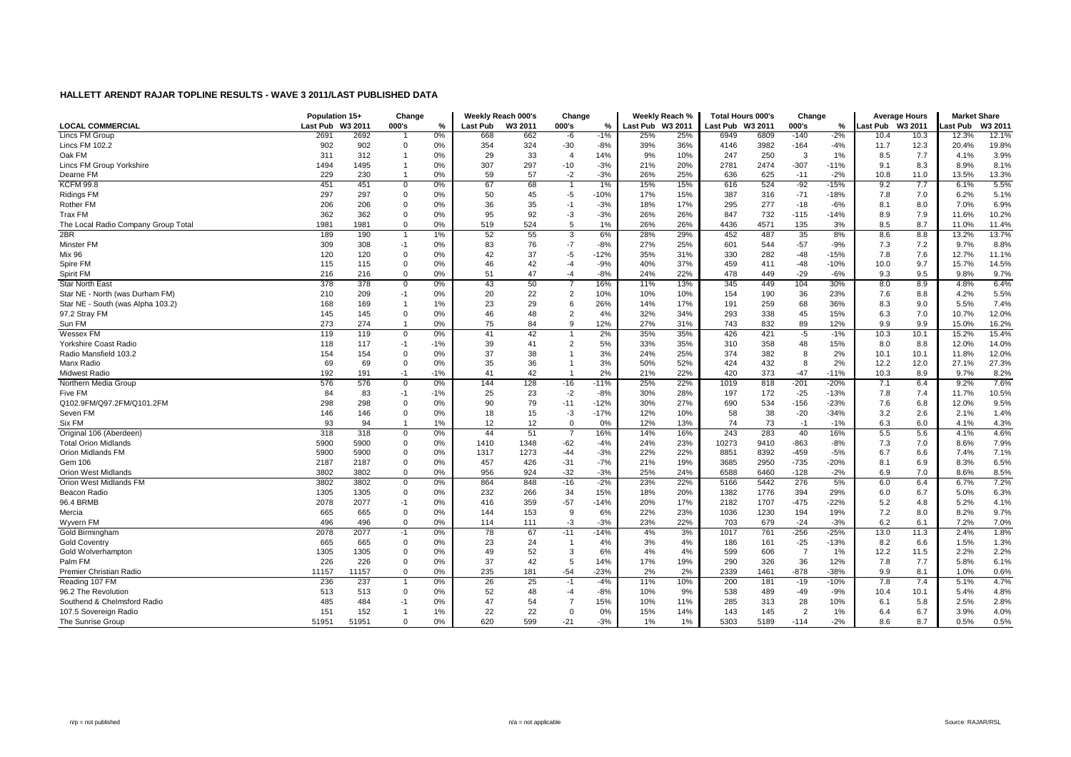# HALLETT ARENDT RAJAR TOPLINE RESULTS - WAVE 3 2011/LAST PUBLISHED DATA

| | Population 15+ | | Change | | Weekly Reach 000's | | Change | | Weekly Reach % | | Total Hours 000's | | Change | | Average Hours | | Market Share | |
|---|---|---|---|---|---|---|---|---|---|---|---|---|---|---|---|---|---|---|
| LOCAL COMMERCIAL | Last Pub | W3 2011 | 000's | % | Last Pub | W3 2011 | 000's | % | Last Pub | W3 2011 | Last Pub | W3 2011 | 000's | % | Last Pub | W3 2011 | Last Pub | W3 2011 |
| Lincs FM Group | 2691 | 2692 | 1 | 0% | 668 | 662 | -6 | -1% | 25% | 25% | 6949 | 6809 | -140 | -2% | 10.4 | 10.3 | 12.3% | 12.1% |
| Lincs FM 102.2 | 902 | 902 | 0 | 0% | 354 | 324 | -30 | -8% | 39% | 36% | 4146 | 3982 | -164 | -4% | 11.7 | 12.3 | 20.4% | 19.8% |
| Oak FM | 311 | 312 | 1 | 0% | 29 | 33 | 4 | 14% | 9% | 10% | 247 | 250 | 3 | 1% | 8.5 | 7.7 | 4.1% | 3.9% |
| Lincs FM Group Yorkshire | 1494 | 1495 | 1 | 0% | 307 | 297 | -10 | -3% | 21% | 20% | 2781 | 2474 | -307 | -11% | 9.1 | 8.3 | 8.9% | 8.1% |
| Dearne FM | 229 | 230 | 1 | 0% | 59 | 57 | -2 | -3% | 26% | 25% | 636 | 625 | -11 | -2% | 10.8 | 11.0 | 13.5% | 13.3% |
| KCFM 99.8 | 451 | 451 | 0 | 0% | 67 | 68 | 1 | 1% | 15% | 15% | 616 | 524 | -92 | -15% | 9.2 | 7.7 | 6.1% | 5.5% |
| Ridings FM | 297 | 297 | 0 | 0% | 50 | 45 | -5 | -10% | 17% | 15% | 387 | 316 | -71 | -18% | 7.8 | 7.0 | 6.2% | 5.1% |
| Rother FM | 206 | 206 | 0 | 0% | 36 | 35 | -1 | -3% | 18% | 17% | 295 | 277 | -18 | -6% | 8.1 | 8.0 | 7.0% | 6.9% |
| Trax FM | 362 | 362 | 0 | 0% | 95 | 92 | -3 | -3% | 26% | 26% | 847 | 732 | -115 | -14% | 8.9 | 7.9 | 11.6% | 10.2% |
| The Local Radio Company Group Total | 1981 | 1981 | 0 | 0% | 519 | 524 | 5 | 1% | 26% | 26% | 4436 | 4571 | 135 | 3% | 8.5 | 8.7 | 11.0% | 11.4% |
| 2BR | 189 | 190 | 1 | 1% | 52 | 55 | 3 | 6% | 28% | 29% | 452 | 487 | 35 | 8% | 8.6 | 8.8 | 13.2% | 13.7% |
| Minster FM | 309 | 308 | -1 | 0% | 83 | 76 | -7 | -8% | 27% | 25% | 601 | 544 | -57 | -9% | 7.3 | 7.2 | 9.7% | 8.8% |
| Mix 96 | 120 | 120 | 0 | 0% | 42 | 37 | -5 | -12% | 35% | 31% | 330 | 282 | -48 | -15% | 7.8 | 7.6 | 12.7% | 11.1% |
| Spire FM | 115 | 115 | 0 | 0% | 46 | 42 | -4 | -9% | 40% | 37% | 459 | 411 | -48 | -10% | 10.0 | 9.7 | 15.7% | 14.5% |
| Spirit FM | 216 | 216 | 0 | 0% | 51 | 47 | -4 | -8% | 24% | 22% | 478 | 449 | -29 | -6% | 9.3 | 9.5 | 9.8% | 9.7% |
| Star North East | 378 | 378 | 0 | 0% | 43 | 50 | 7 | 16% | 11% | 13% | 345 | 449 | 104 | 30% | 8.0 | 8.9 | 4.8% | 6.4% |
| Star NE - North (was Durham FM) | 210 | 209 | -1 | 0% | 20 | 22 | 2 | 10% | 10% | 10% | 154 | 190 | 36 | 23% | 7.6 | 8.8 | 4.2% | 5.5% |
| Star NE - South (was Alpha 103.2) | 168 | 169 | 1 | 1% | 23 | 29 | 6 | 26% | 14% | 17% | 191 | 259 | 68 | 36% | 8.3 | 9.0 | 5.5% | 7.4% |
| 97.2 Stray FM | 145 | 145 | 0 | 0% | 46 | 48 | 2 | 4% | 32% | 34% | 293 | 338 | 45 | 15% | 6.3 | 7.0 | 10.7% | 12.0% |
| Sun FM | 273 | 274 | 1 | 0% | 75 | 84 | 9 | 12% | 27% | 31% | 743 | 832 | 89 | 12% | 9.9 | 9.9 | 15.0% | 16.2% |
| Wessex FM | 119 | 119 | 0 | 0% | 41 | 42 | 1 | 2% | 35% | 35% | 426 | 421 | -5 | -1% | 10.3 | 10.1 | 15.2% | 15.4% |
| Yorkshire Coast Radio | 118 | 117 | -1 | -1% | 39 | 41 | 2 | 5% | 33% | 35% | 310 | 358 | 48 | 15% | 8.0 | 8.8 | 12.0% | 14.0% |
| Radio Mansfield 103.2 | 154 | 154 | 0 | 0% | 37 | 38 | 1 | 3% | 24% | 25% | 374 | 382 | 8 | 2% | 10.1 | 10.1 | 11.8% | 12.0% |
| Manx Radio | 69 | 69 | 0 | 0% | 35 | 36 | 1 | 3% | 50% | 52% | 424 | 432 | 8 | 2% | 12.2 | 12.0 | 27.1% | 27.3% |
| Midwest Radio | 192 | 191 | -1 | -1% | 41 | 42 | 1 | 2% | 21% | 22% | 420 | 373 | -47 | -11% | 10.3 | 8.9 | 9.7% | 8.2% |
| Northern Media Group | 576 | 576 | 0 | 0% | 144 | 128 | -16 | -11% | 25% | 22% | 1019 | 818 | -201 | -20% | 7.1 | 6.4 | 9.2% | 7.6% |
| Five FM | 84 | 83 | -1 | -1% | 25 | 23 | -2 | -8% | 30% | 28% | 197 | 172 | -25 | -13% | 7.8 | 7.4 | 11.7% | 10.5% |
| Q102.9FM/Q97.2FM/Q101.2FM | 298 | 298 | 0 | 0% | 90 | 79 | -11 | -12% | 30% | 27% | 690 | 534 | -156 | -23% | 7.6 | 6.8 | 12.0% | 9.5% |
| Seven FM | 146 | 146 | 0 | 0% | 18 | 15 | -3 | -17% | 12% | 10% | 58 | 38 | -20 | -34% | 3.2 | 2.6 | 2.1% | 1.4% |
| Six FM | 93 | 94 | 1 | 1% | 12 | 12 | 0 | 0% | 12% | 13% | 74 | 73 | -1 | -1% | 6.3 | 6.0 | 4.1% | 4.3% |
| Original 106 (Aberdeen) | 318 | 318 | 0 | 0% | 44 | 51 | 7 | 16% | 14% | 16% | 243 | 283 | 40 | 16% | 5.5 | 5.6 | 4.1% | 4.6% |
| Total Orion Midlands | 5900 | 5900 | 0 | 0% | 1410 | 1348 | -62 | -4% | 24% | 23% | 10273 | 9410 | -863 | -8% | 7.3 | 7.0 | 8.6% | 7.9% |
| Orion Midlands FM | 5900 | 5900 | 0 | 0% | 1317 | 1273 | -44 | -3% | 22% | 22% | 8851 | 8392 | -459 | -5% | 6.7 | 6.6 | 7.4% | 7.1% |
| Gem 106 | 2187 | 2187 | 0 | 0% | 457 | 426 | -31 | -7% | 21% | 19% | 3685 | 2950 | -735 | -20% | 8.1 | 6.9 | 8.3% | 6.5% |
| Orion West Midlands | 3802 | 3802 | 0 | 0% | 956 | 924 | -32 | -3% | 25% | 24% | 6588 | 6460 | -128 | -2% | 6.9 | 7.0 | 8.6% | 8.5% |
| Orion West Midlands FM | 3802 | 3802 | 0 | 0% | 864 | 848 | -16 | -2% | 23% | 22% | 5166 | 5442 | 276 | 5% | 6.0 | 6.4 | 6.7% | 7.2% |
| Beacon Radio | 1305 | 1305 | 0 | 0% | 232 | 266 | 34 | 15% | 18% | 20% | 1382 | 1776 | 394 | 29% | 6.0 | 6.7 | 5.0% | 6.3% |
| 96.4 BRMB | 2078 | 2077 | -1 | 0% | 416 | 359 | -57 | -14% | 20% | 17% | 2182 | 1707 | -475 | -22% | 5.2 | 4.8 | 5.2% | 4.1% |
| Mercia | 665 | 665 | 0 | 0% | 144 | 153 | 9 | 6% | 22% | 23% | 1036 | 1230 | 194 | 19% | 7.2 | 8.0 | 8.2% | 9.7% |
| Wyvern FM | 496 | 496 | 0 | 0% | 114 | 111 | -3 | -3% | 23% | 22% | 703 | 679 | -24 | -3% | 6.2 | 6.1 | 7.2% | 7.0% |
| Gold Birmingham | 2078 | 2077 | -1 | 0% | 78 | 67 | -11 | -14% | 4% | 3% | 1017 | 761 | -256 | -25% | 13.0 | 11.3 | 2.4% | 1.8% |
| Gold Coventry | 665 | 665 | 0 | 0% | 23 | 24 | 1 | 4% | 3% | 4% | 186 | 161 | -25 | -13% | 8.2 | 6.6 | 1.5% | 1.3% |
| Gold Wolverhampton | 1305 | 1305 | 0 | 0% | 49 | 52 | 3 | 6% | 4% | 4% | 599 | 606 | 7 | 1% | 12.2 | 11.5 | 2.2% | 2.2% |
| Palm FM | 226 | 226 | 0 | 0% | 37 | 42 | 5 | 14% | 17% | 19% | 290 | 326 | 36 | 12% | 7.8 | 7.7 | 5.8% | 6.1% |
| Premier Christian Radio | 11157 | 11157 | 0 | 0% | 235 | 181 | -54 | -23% | 2% | 2% | 2339 | 1461 | -878 | -38% | 9.9 | 8.1 | 1.0% | 0.6% |
| Reading 107 FM | 236 | 237 | 1 | 0% | 26 | 25 | -1 | -4% | 11% | 10% | 200 | 181 | -19 | -10% | 7.8 | 7.4 | 5.1% | 4.7% |
| 96.2 The Revolution | 513 | 513 | 0 | 0% | 52 | 48 | -4 | -8% | 10% | 9% | 538 | 489 | -49 | -9% | 10.4 | 10.1 | 5.4% | 4.8% |
| Southend & Chelmsford Radio | 485 | 484 | -1 | 0% | 47 | 54 | 7 | 15% | 10% | 11% | 285 | 313 | 28 | 10% | 6.1 | 5.8 | 2.5% | 2.8% |
| 107.5 Sovereign Radio | 151 | 152 | 1 | 1% | 22 | 22 | 0 | 0% | 15% | 14% | 143 | 145 | 2 | 1% | 6.4 | 6.7 | 3.9% | 4.0% |
| The Sunrise Group | 51951 | 51951 | 0 | 0% | 620 | 599 | -21 | -3% | 1% | 1% | 5303 | 5189 | -114 | -2% | 8.6 | 8.7 | 0.5% | 0.5% |

n/p = not published    n/a = not applicable    Source: RAJAR/RSL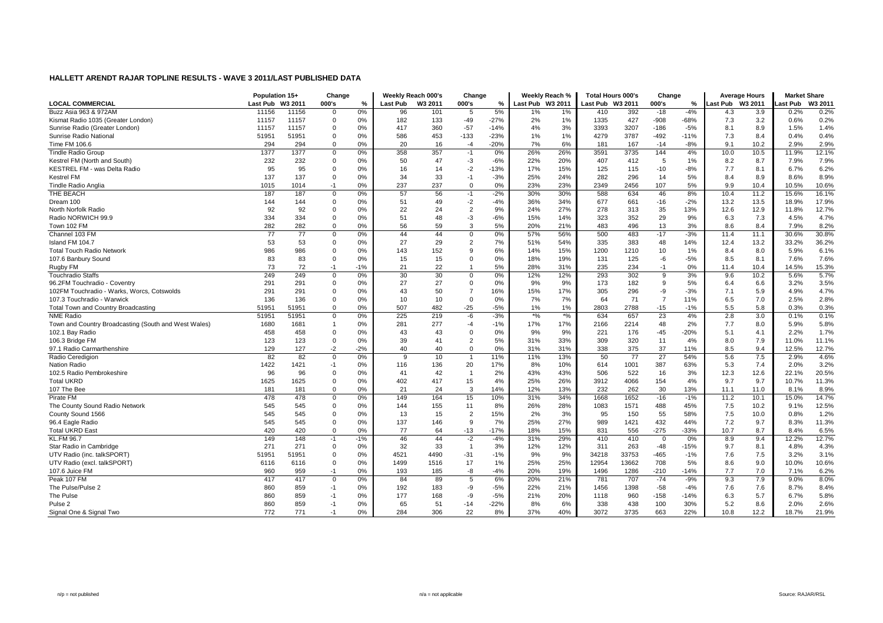# HALLETT ARENDT RAJAR TOPLINE RESULTS - WAVE 3 2011/LAST PUBLISHED DATA

| LOCAL COMMERCIAL | Population 15+ | | Change | | Weekly Reach 000's | | Change | | Weekly Reach % | | Total Hours 000's | | Change | | Average Hours | | Market Share | |
|---|---|---|---|---|---|---|---|---|---|---|---|---|---|---|---|---|---|---|
| | Last Pub | W3 2011 | 000's | % | Last Pub | W3 2011 | 000's | % | Last Pub | W3 2011 | Last Pub | W3 2011 | 000's | % | Last Pub | W3 2011 | Last Pub | W3 2011 |
| Buzz Asia 963 & 972AM | 11156 | 11156 | 0 | 0% | 96 | 101 | 5 | 5% | 1% | 1% | 410 | 392 | -18 | -4% | 4.3 | 3.9 | 0.2% | 0.2% |
| Kismat Radio 1035 (Greater London) | 11157 | 11157 | 0 | 0% | 182 | 133 | -49 | -27% | 2% | 1% | 1335 | 427 | -908 | -68% | 7.3 | 3.2 | 0.6% | 0.2% |
| Sunrise Radio (Greater London) | 11157 | 11157 | 0 | 0% | 417 | 360 | -57 | -14% | 4% | 3% | 3393 | 3207 | -186 | -5% | 8.1 | 8.9 | 1.5% | 1.4% |
| Sunrise Radio National | 51951 | 51951 | 0 | 0% | 586 | 453 | -133 | -23% | 1% | 1% | 4279 | 3787 | -492 | -11% | 7.3 | 8.4 | 0.4% | 0.4% |
| Time FM 106.6 | 294 | 294 | 0 | 0% | 20 | 16 | -4 | -20% | 7% | 6% | 181 | 167 | -14 | -8% | 9.1 | 10.2 | 2.9% | 2.9% |
| Tindle Radio Group | 1377 | 1377 | 0 | 0% | 358 | 357 | -1 | 0% | 26% | 26% | 3591 | 3735 | 144 | 4% | 10.0 | 10.5 | 11.9% | 12.1% |
| Kestrel FM (North and South) | 232 | 232 | 0 | 0% | 50 | 47 | -3 | -6% | 22% | 20% | 407 | 412 | 5 | 1% | 8.2 | 8.7 | 7.9% | 7.9% |
| KESTREL FM - was Delta Radio | 95 | 95 | 0 | 0% | 16 | 14 | -2 | -13% | 17% | 15% | 125 | 115 | -10 | -8% | 7.7 | 8.1 | 6.7% | 6.2% |
| Kestrel FM | 137 | 137 | 0 | 0% | 34 | 33 | -1 | -3% | 25% | 24% | 282 | 296 | 14 | 5% | 8.4 | 8.9 | 8.6% | 8.9% |
| Tindle Radio Anglia | 1015 | 1014 | -1 | 0% | 237 | 237 | 0 | 0% | 23% | 23% | 2349 | 2456 | 107 | 5% | 9.9 | 10.4 | 10.5% | 10.6% |
| THE BEACH | 187 | 187 | 0 | 0% | 57 | 56 | -1 | -2% | 30% | 30% | 588 | 634 | 46 | 8% | 10.4 | 11.2 | 15.6% | 16.1% |
| Dream 100 | 144 | 144 | 0 | 0% | 51 | 49 | -2 | -4% | 36% | 34% | 677 | 661 | -16 | -2% | 13.2 | 13.5 | 18.9% | 17.9% |
| North Norfolk Radio | 92 | 92 | 0 | 0% | 22 | 24 | 2 | 9% | 24% | 27% | 278 | 313 | 35 | 13% | 12.6 | 12.9 | 11.8% | 12.7% |
| Radio NORWICH 99.9 | 334 | 334 | 0 | 0% | 51 | 48 | -3 | -6% | 15% | 14% | 323 | 352 | 29 | 9% | 6.3 | 7.3 | 4.5% | 4.7% |
| Town 102 FM | 282 | 282 | 0 | 0% | 56 | 59 | 3 | 5% | 20% | 21% | 483 | 496 | 13 | 3% | 8.6 | 8.4 | 7.9% | 8.2% |
| Channel 103 FM | 77 | 77 | 0 | 0% | 44 | 44 | 0 | 0% | 57% | 56% | 500 | 483 | -17 | -3% | 11.4 | 11.1 | 30.6% | 30.8% |
| Island FM 104.7 | 53 | 53 | 0 | 0% | 27 | 29 | 2 | 7% | 51% | 54% | 335 | 383 | 48 | 14% | 12.4 | 13.2 | 33.2% | 36.2% |
| Total Touch Radio Network | 986 | 986 | 0 | 0% | 143 | 152 | 9 | 6% | 14% | 15% | 1200 | 1210 | 10 | 1% | 8.4 | 8.0 | 5.9% | 6.1% |
| 107.6 Banbury Sound | 83 | 83 | 0 | 0% | 15 | 15 | 0 | 0% | 18% | 19% | 131 | 125 | -6 | -5% | 8.5 | 8.1 | 7.6% | 7.6% |
| Rugby FM | 73 | 72 | -1 | -1% | 21 | 22 | 1 | 5% | 28% | 31% | 235 | 234 | -1 | 0% | 11.4 | 10.4 | 14.5% | 15.3% |
| Touchradio Staffs | 249 | 249 | 0 | 0% | 30 | 30 | 0 | 0% | 12% | 12% | 293 | 302 | 9 | 3% | 9.6 | 10.2 | 5.6% | 5.7% |
| 96.2FM Touchradio - Coventry | 291 | 291 | 0 | 0% | 27 | 27 | 0 | 0% | 9% | 9% | 173 | 182 | 9 | 5% | 6.4 | 6.6 | 3.2% | 3.5% |
| 102FM Touchradio - Warks, Worcs, Cotswolds | 291 | 291 | 0 | 0% | 43 | 50 | 7 | 16% | 15% | 17% | 305 | 296 | -9 | -3% | 7.1 | 5.9 | 4.9% | 4.7% |
| 107.3 Touchradio - Warwick | 136 | 136 | 0 | 0% | 10 | 10 | 0 | 0% | 7% | 7% | 64 | 71 | 7 | 11% | 6.5 | 7.0 | 2.5% | 2.8% |
| Total Town and Country Broadcasting | 51951 | 51951 | 0 | 0% | 507 | 482 | -25 | -5% | 1% | 1% | 2803 | 2788 | -15 | -1% | 5.5 | 5.8 | 0.3% | 0.3% |
| NME Radio | 51951 | 51951 | 0 | 0% | 225 | 219 | -6 | -3% | *% | *% | 634 | 657 | 23 | 4% | 2.8 | 3.0 | 0.1% | 0.1% |
| Town and Country Broadcasting (South and West Wales) | 1680 | 1681 | 1 | 0% | 281 | 277 | -4 | -1% | 17% | 17% | 2166 | 2214 | 48 | 2% | 7.7 | 8.0 | 5.9% | 5.8% |
| 102.1 Bay Radio | 458 | 458 | 0 | 0% | 43 | 43 | 0 | 0% | 9% | 9% | 221 | 176 | -45 | -20% | 5.1 | 4.1 | 2.2% | 1.7% |
| 106.3 Bridge FM | 123 | 123 | 0 | 0% | 39 | 41 | 2 | 5% | 31% | 33% | 309 | 320 | 11 | 4% | 8.0 | 7.9 | 11.0% | 11.1% |
| 97.1 Radio Carmarthenshire | 129 | 127 | -2 | -2% | 40 | 40 | 0 | 0% | 31% | 31% | 338 | 375 | 37 | 11% | 8.5 | 9.4 | 12.5% | 12.7% |
| Radio Ceredigion | 82 | 82 | 0 | 0% | 9 | 10 | 1 | 11% | 11% | 13% | 50 | 77 | 27 | 54% | 5.6 | 7.5 | 2.9% | 4.6% |
| Nation Radio | 1422 | 1421 | -1 | 0% | 116 | 136 | 20 | 17% | 8% | 10% | 614 | 1001 | 387 | 63% | 5.3 | 7.4 | 2.0% | 3.2% |
| 102.5 Radio Pembrokeshire | 96 | 96 | 0 | 0% | 41 | 42 | 1 | 2% | 43% | 43% | 506 | 522 | 16 | 3% | 12.3 | 12.6 | 22.1% | 20.5% |
| Total UKRD | 1625 | 1625 | 0 | 0% | 402 | 417 | 15 | 4% | 25% | 26% | 3912 | 4066 | 154 | 4% | 9.7 | 9.7 | 10.7% | 11.3% |
| 107 The Bee | 181 | 181 | 0 | 0% | 21 | 24 | 3 | 14% | 12% | 13% | 232 | 262 | 30 | 13% | 11.1 | 11.0 | 8.1% | 8.9% |
| Pirate FM | 478 | 478 | 0 | 0% | 149 | 164 | 15 | 10% | 31% | 34% | 1668 | 1652 | -16 | -1% | 11.2 | 10.1 | 15.0% | 14.7% |
| The County Sound Radio Network | 545 | 545 | 0 | 0% | 144 | 155 | 11 | 8% | 26% | 28% | 1083 | 1571 | 488 | 45% | 7.5 | 10.2 | 9.1% | 12.5% |
| County Sound 1566 | 545 | 545 | 0 | 0% | 13 | 15 | 2 | 15% | 2% | 3% | 95 | 150 | 55 | 58% | 7.5 | 10.0 | 0.8% | 1.2% |
| 96.4 Eagle Radio | 545 | 545 | 0 | 0% | 137 | 146 | 9 | 7% | 25% | 27% | 989 | 1421 | 432 | 44% | 7.2 | 9.7 | 8.3% | 11.3% |
| Total UKRD East | 420 | 420 | 0 | 0% | 77 | 64 | -13 | -17% | 18% | 15% | 831 | 556 | -275 | -33% | 10.7 | 8.7 | 8.4% | 6.5% |
| KL.FM 96.7 | 149 | 148 | -1 | -1% | 46 | 44 | -2 | -4% | 31% | 29% | 410 | 410 | 0 | 0% | 8.9 | 9.4 | 12.2% | 12.7% |
| Star Radio in Cambridge | 271 | 271 | 0 | 0% | 32 | 33 | 1 | 3% | 12% | 12% | 311 | 263 | -48 | -15% | 9.7 | 8.1 | 4.8% | 4.3% |
| UTV Radio (inc. talkSPORT) | 51951 | 51951 | 0 | 0% | 4521 | 4490 | -31 | -1% | 9% | 9% | 34218 | 33753 | -465 | -1% | 7.6 | 7.5 | 3.2% | 3.1% |
| UTV Radio (excl. talkSPORT) | 6116 | 6116 | 0 | 0% | 1499 | 1516 | 17 | 1% | 25% | 25% | 12954 | 13662 | 708 | 5% | 8.6 | 9.0 | 10.0% | 10.6% |
| 107.6 Juice FM | 960 | 959 | -1 | 0% | 193 | 185 | -8 | -4% | 20% | 19% | 1496 | 1286 | -210 | -14% | 7.7 | 7.0 | 7.1% | 6.2% |
| Peak 107 FM | 417 | 417 | 0 | 0% | 84 | 89 | 5 | 6% | 20% | 21% | 781 | 707 | -74 | -9% | 9.3 | 7.9 | 9.0% | 8.0% |
| The Pulse/Pulse 2 | 860 | 859 | -1 | 0% | 192 | 183 | -9 | -5% | 22% | 21% | 1456 | 1398 | -58 | -4% | 7.6 | 7.6 | 8.7% | 8.4% |
| The Pulse | 860 | 859 | -1 | 0% | 177 | 168 | -9 | -5% | 21% | 20% | 1118 | 960 | -158 | -14% | 6.3 | 5.7 | 6.7% | 5.8% |
| Pulse 2 | 860 | 859 | -1 | 0% | 65 | 51 | -14 | -22% | 8% | 6% | 338 | 438 | 100 | 30% | 5.2 | 8.6 | 2.0% | 2.6% |
| Signal One & Signal Two | 772 | 771 | -1 | 0% | 284 | 306 | 22 | 8% | 37% | 40% | 3072 | 3735 | 663 | 22% | 10.8 | 12.2 | 18.7% | 21.9% |

n/p = not published

n/a = not applicable

Source: RAJAR/RSL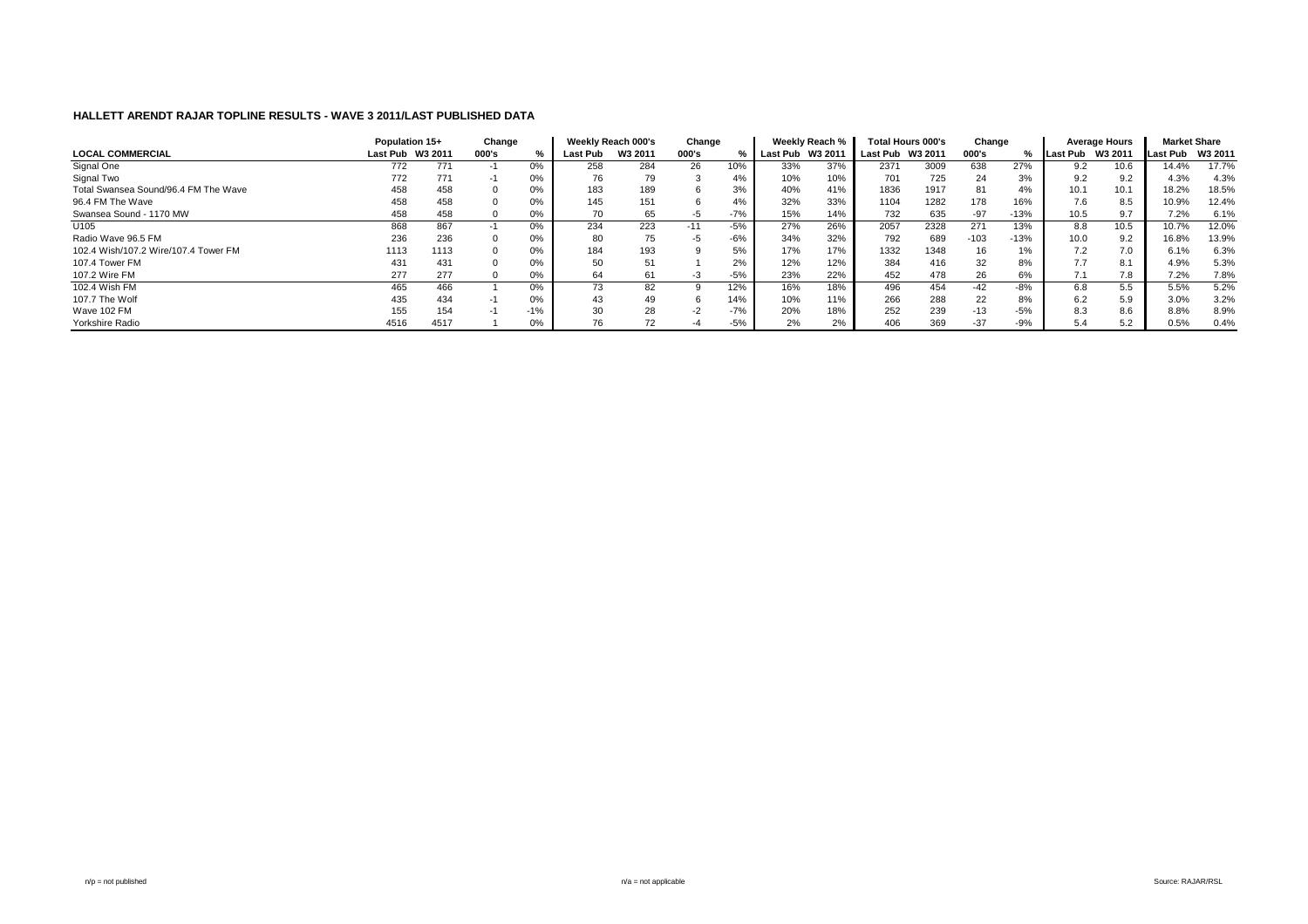## HALLETT ARENDT RAJAR TOPLINE RESULTS - WAVE 3 2011/LAST PUBLISHED DATA

| | Population 15+ | | Change | | Weekly Reach 000's | | Change | | Weekly Reach % | | Total Hours 000's | | Change | | Average Hours | | Market Share | |
|---|---|---|---|---|---|---|---|---|---|---|---|---|---|---|---|---|---|---|
| **LOCAL COMMERCIAL** | Last Pub | W3 2011 | 000's | % | Last Pub | W3 2011 | 000's | % | Last Pub | W3 2011 | Last Pub | W3 2011 | 000's | % | Last Pub | W3 2011 | Last Pub | W3 2011 |
| Signal One | 772 | 771 | -1 | 0% | 258 | 284 | 26 | 10% | 33% | 37% | 2371 | 3009 | 638 | 27% | 9.2 | 10.6 | 14.4% | 17.7% |
| Signal Two | 772 | 771 | -1 | 0% | 76 | 79 | 3 | 4% | 10% | 10% | 701 | 725 | 24 | 3% | 9.2 | 9.2 | 4.3% | 4.3% |
| Total Swansea Sound/96.4 FM The Wave | 458 | 458 | 0 | 0% | 183 | 189 | 6 | 3% | 40% | 41% | 1836 | 1917 | 81 | 4% | 10.1 | 10.1 | 18.2% | 18.5% |
| 96.4 FM The Wave | 458 | 458 | 0 | 0% | 145 | 151 | 6 | 4% | 32% | 33% | 1104 | 1282 | 178 | 16% | 7.6 | 8.5 | 10.9% | 12.4% |
| Swansea Sound - 1170 MW | 458 | 458 | 0 | 0% | 70 | 65 | -5 | -7% | 15% | 14% | 732 | 635 | -97 | -13% | 10.5 | 9.7 | 7.2% | 6.1% |
| U105 | 868 | 867 | -1 | 0% | 234 | 223 | -11 | -5% | 27% | 26% | 2057 | 2328 | 271 | 13% | 8.8 | 10.5 | 10.7% | 12.0% |
| Radio Wave 96.5 FM | 236 | 236 | 0 | 0% | 80 | 75 | -5 | -6% | 34% | 32% | 792 | 689 | -103 | -13% | 10.0 | 9.2 | 16.8% | 13.9% |
| 102.4 Wish/107.2 Wire/107.4 Tower FM | 1113 | 1113 | 0 | 0% | 184 | 193 | 9 | 5% | 17% | 17% | 1332 | 1348 | 16 | 1% | 7.2 | 7.0 | 6.1% | 6.3% |
| 107.4 Tower FM | 431 | 431 | 0 | 0% | 50 | 51 | 1 | 2% | 12% | 12% | 384 | 416 | 32 | 8% | 7.7 | 8.1 | 4.9% | 5.3% |
| 107.2 Wire FM | 277 | 277 | 0 | 0% | 64 | 61 | -3 | -5% | 23% | 22% | 452 | 478 | 26 | 6% | 7.1 | 7.8 | 7.2% | 7.8% |
| 102.4 Wish FM | 465 | 466 | 1 | 0% | 73 | 82 | 9 | 12% | 16% | 18% | 496 | 454 | -42 | -8% | 6.8 | 5.5 | 5.5% | 5.2% |
| 107.7 The Wolf | 435 | 434 | -1 | 0% | 43 | 49 | 6 | 14% | 10% | 11% | 266 | 288 | 22 | 8% | 6.2 | 5.9 | 3.0% | 3.2% |
| Wave 102 FM | 155 | 154 | -1 | -1% | 30 | 28 | -2 | -7% | 20% | 18% | 252 | 239 | -13 | -5% | 8.3 | 8.6 | 8.8% | 8.9% |
| Yorkshire Radio | 4516 | 4517 | 1 | 0% | 76 | 72 | -4 | -5% | 2% | 2% | 406 | 369 | -37 | -9% | 5.4 | 5.2 | 0.5% | 0.4% |

n/p = not published

n/a = not applicable

Source: RAJAR/RSL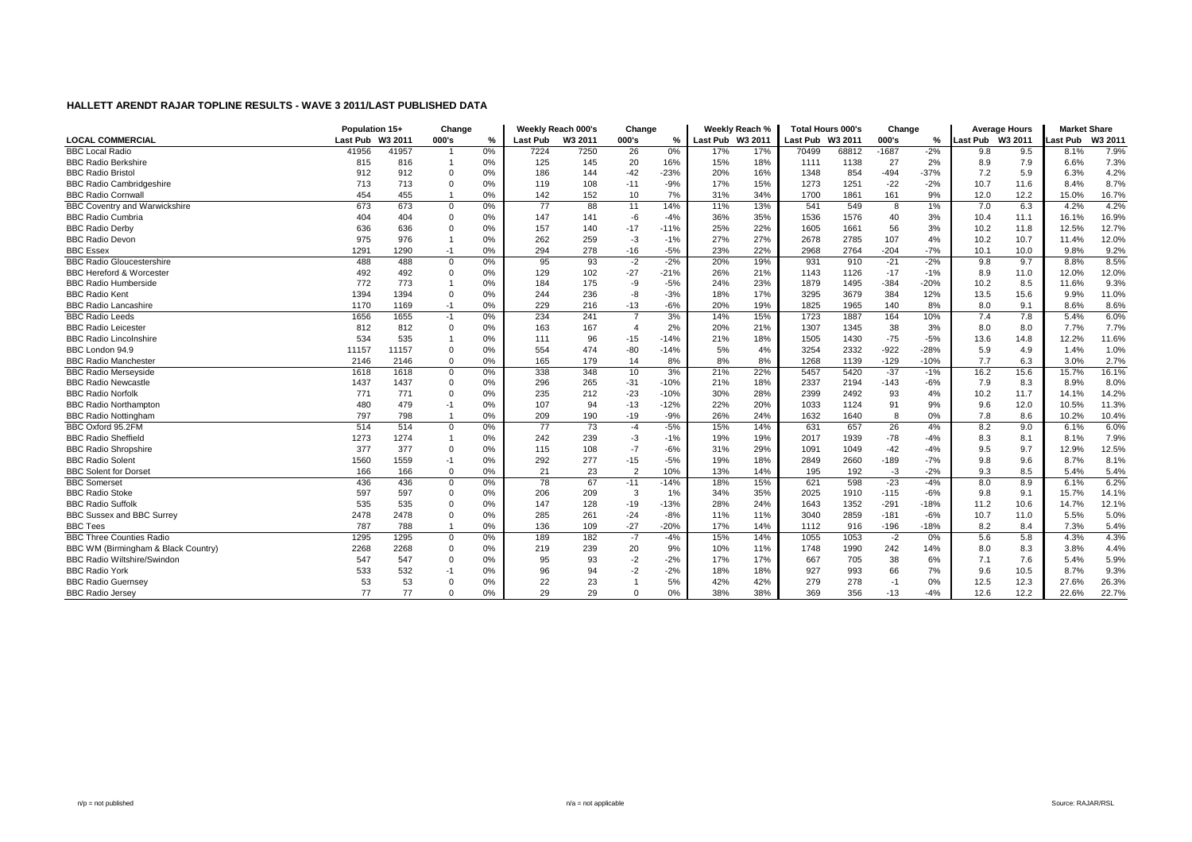# HALLETT ARENDT RAJAR TOPLINE RESULTS - WAVE 3 2011/LAST PUBLISHED DATA

| LOCAL COMMERCIAL | Population 15+ | | Change | | Weekly Reach 000's | | Change | | Weekly Reach % | | Total Hours 000's | | Change | | Average Hours | | Market Share | |
|---|---|---|---|---|---|---|---|---|---|---|---|---|---|---|---|---|---|---|
| | Last Pub | W3 2011 | 000's | % | Last Pub | W3 2011 | 000's | % | Last Pub | W3 2011 | Last Pub | W3 2011 | 000's | % | Last Pub | W3 2011 | Last Pub | W3 2011 |
| BBC Local Radio | 41956 | 41957 | 1 | 0% | 7224 | 7250 | 26 | 0% | 17% | 17% | 70499 | 68812 | -1687 | -2% | 9.8 | 9.5 | 8.1% | 7.9% |
| BBC Radio Berkshire | 815 | 816 | 1 | 0% | 125 | 145 | 20 | 16% | 15% | 18% | 1111 | 1138 | 27 | 2% | 8.9 | 7.9 | 6.6% | 7.3% |
| BBC Radio Bristol | 912 | 912 | 0 | 0% | 186 | 144 | -42 | -23% | 20% | 16% | 1348 | 854 | -494 | -37% | 7.2 | 5.9 | 6.3% | 4.2% |
| BBC Radio Cambridgeshire | 713 | 713 | 0 | 0% | 119 | 108 | -11 | -9% | 17% | 15% | 1273 | 1251 | -22 | -2% | 10.7 | 11.6 | 8.4% | 8.7% |
| BBC Radio Cornwall | 454 | 455 | 1 | 0% | 142 | 152 | 10 | 7% | 31% | 34% | 1700 | 1861 | 161 | 9% | 12.0 | 12.2 | 15.0% | 16.7% |
| BBC Coventry and Warwickshire | 673 | 673 | 0 | 0% | 77 | 88 | 11 | 14% | 11% | 13% | 541 | 549 | 8 | 1% | 7.0 | 6.3 | 4.2% | 4.2% |
| BBC Radio Cumbria | 404 | 404 | 0 | 0% | 147 | 141 | -6 | -4% | 36% | 35% | 1536 | 1576 | 40 | 3% | 10.4 | 11.1 | 16.1% | 16.9% |
| BBC Radio Derby | 636 | 636 | 0 | 0% | 157 | 140 | -17 | -11% | 25% | 22% | 1605 | 1661 | 56 | 3% | 10.2 | 11.8 | 12.5% | 12.7% |
| BBC Radio Devon | 975 | 976 | 1 | 0% | 262 | 259 | -3 | -1% | 27% | 27% | 2678 | 2785 | 107 | 4% | 10.2 | 10.7 | 11.4% | 12.0% |
| BBC Essex | 1291 | 1290 | -1 | 0% | 294 | 278 | -16 | -5% | 23% | 22% | 2968 | 2764 | -204 | -7% | 10.1 | 10.0 | 9.8% | 9.2% |
| BBC Radio Gloucestershire | 488 | 488 | 0 | 0% | 95 | 93 | -2 | -2% | 20% | 19% | 931 | 910 | -21 | -2% | 9.8 | 9.7 | 8.8% | 8.5% |
| BBC Hereford & Worcester | 492 | 492 | 0 | 0% | 129 | 102 | -27 | -21% | 26% | 21% | 1143 | 1126 | -17 | -1% | 8.9 | 11.0 | 12.0% | 12.0% |
| BBC Radio Humberside | 772 | 773 | 1 | 0% | 184 | 175 | -9 | -5% | 24% | 23% | 1879 | 1495 | -384 | -20% | 10.2 | 8.5 | 11.6% | 9.3% |
| BBC Radio Kent | 1394 | 1394 | 0 | 0% | 244 | 236 | -8 | -3% | 18% | 17% | 3295 | 3679 | 384 | 12% | 13.5 | 15.6 | 9.9% | 11.0% |
| BBC Radio Lancashire | 1170 | 1169 | -1 | 0% | 229 | 216 | -13 | -6% | 20% | 19% | 1825 | 1965 | 140 | 8% | 8.0 | 9.1 | 8.6% | 8.6% |
| BBC Radio Leeds | 1656 | 1655 | -1 | 0% | 234 | 241 | 7 | 3% | 14% | 15% | 1723 | 1887 | 164 | 10% | 7.4 | 7.8 | 5.4% | 6.0% |
| BBC Radio Leicester | 812 | 812 | 0 | 0% | 163 | 167 | 4 | 2% | 20% | 21% | 1307 | 1345 | 38 | 3% | 8.0 | 8.0 | 7.7% | 7.7% |
| BBC Radio Lincolnshire | 534 | 535 | 1 | 0% | 111 | 96 | -15 | -14% | 21% | 18% | 1505 | 1430 | -75 | -5% | 13.6 | 14.8 | 12.2% | 11.6% |
| BBC London 94.9 | 11157 | 11157 | 0 | 0% | 554 | 474 | -80 | -14% | 5% | 4% | 3254 | 2332 | -922 | -28% | 5.9 | 4.9 | 1.4% | 1.0% |
| BBC Radio Manchester | 2146 | 2146 | 0 | 0% | 165 | 179 | 14 | 8% | 8% | 8% | 1268 | 1139 | -129 | -10% | 7.7 | 6.3 | 3.0% | 2.7% |
| BBC Radio Merseyside | 1618 | 1618 | 0 | 0% | 338 | 348 | 10 | 3% | 21% | 22% | 5457 | 5420 | -37 | -1% | 16.2 | 15.6 | 15.7% | 16.1% |
| BBC Radio Newcastle | 1437 | 1437 | 0 | 0% | 296 | 265 | -31 | -10% | 21% | 18% | 2337 | 2194 | -143 | -6% | 7.9 | 8.3 | 8.9% | 8.0% |
| BBC Radio Norfolk | 771 | 771 | 0 | 0% | 235 | 212 | -23 | -10% | 30% | 28% | 2399 | 2492 | 93 | 4% | 10.2 | 11.7 | 14.1% | 14.2% |
| BBC Radio Northampton | 480 | 479 | -1 | 0% | 107 | 94 | -13 | -12% | 22% | 20% | 1033 | 1124 | 91 | 9% | 9.6 | 12.0 | 10.5% | 11.3% |
| BBC Radio Nottingham | 797 | 798 | 1 | 0% | 209 | 190 | -19 | -9% | 26% | 24% | 1632 | 1640 | 8 | 0% | 7.8 | 8.6 | 10.2% | 10.4% |
| BBC Oxford 95.2FM | 514 | 514 | 0 | 0% | 77 | 73 | -4 | -5% | 15% | 14% | 631 | 657 | 26 | 4% | 8.2 | 9.0 | 6.1% | 6.0% |
| BBC Radio Sheffield | 1273 | 1274 | 1 | 0% | 242 | 239 | -3 | -1% | 19% | 19% | 2017 | 1939 | -78 | -4% | 8.3 | 8.1 | 8.1% | 7.9% |
| BBC Radio Shropshire | 377 | 377 | 0 | 0% | 115 | 108 | -7 | -6% | 31% | 29% | 1091 | 1049 | -42 | -4% | 9.5 | 9.7 | 12.9% | 12.5% |
| BBC Radio Solent | 1560 | 1559 | -1 | 0% | 292 | 277 | -15 | -5% | 19% | 18% | 2849 | 2660 | -189 | -7% | 9.8 | 9.6 | 8.7% | 8.1% |
| BBC Solent for Dorset | 166 | 166 | 0 | 0% | 21 | 23 | 2 | 10% | 13% | 14% | 195 | 192 | -3 | -2% | 9.3 | 8.5 | 5.4% | 5.4% |
| BBC Somerset | 436 | 436 | 0 | 0% | 78 | 67 | -11 | -14% | 18% | 15% | 621 | 598 | -23 | -4% | 8.0 | 8.9 | 6.1% | 6.2% |
| BBC Radio Stoke | 597 | 597 | 0 | 0% | 206 | 209 | 3 | 1% | 34% | 35% | 2025 | 1910 | -115 | -6% | 9.8 | 9.1 | 15.7% | 14.1% |
| BBC Radio Suffolk | 535 | 535 | 0 | 0% | 147 | 128 | -19 | -13% | 28% | 24% | 1643 | 1352 | -291 | -18% | 11.2 | 10.6 | 14.7% | 12.1% |
| BBC Sussex and BBC Surrey | 2478 | 2478 | 0 | 0% | 285 | 261 | -24 | -8% | 11% | 11% | 3040 | 2859 | -181 | -6% | 10.7 | 11.0 | 5.5% | 5.0% |
| BBC Tees | 787 | 788 | 1 | 0% | 136 | 109 | -27 | -20% | 17% | 14% | 1112 | 916 | -196 | -18% | 8.2 | 8.4 | 7.3% | 5.4% |
| BBC Three Counties Radio | 1295 | 1295 | 0 | 0% | 189 | 182 | -7 | -4% | 15% | 14% | 1055 | 1053 | -2 | 0% | 5.6 | 5.8 | 4.3% | 4.3% |
| BBC WM (Birmingham & Black Country) | 2268 | 2268 | 0 | 0% | 219 | 239 | 20 | 9% | 10% | 11% | 1748 | 1990 | 242 | 14% | 8.0 | 8.3 | 3.8% | 4.4% |
| BBC Radio Wiltshire/Swindon | 547 | 547 | 0 | 0% | 95 | 93 | -2 | -2% | 17% | 17% | 667 | 705 | 38 | 6% | 7.1 | 7.6 | 5.4% | 5.9% |
| BBC Radio York | 533 | 532 | -1 | 0% | 96 | 94 | -2 | -2% | 18% | 18% | 927 | 993 | 66 | 7% | 9.6 | 10.5 | 8.7% | 9.3% |
| BBC Radio Guernsey | 53 | 53 | 0 | 0% | 22 | 23 | 1 | 5% | 42% | 42% | 279 | 278 | -1 | 0% | 12.5 | 12.3 | 27.6% | 26.3% |
| BBC Radio Jersey | 77 | 77 | 0 | 0% | 29 | 29 | 0 | 0% | 38% | 38% | 369 | 356 | -13 | -4% | 12.6 | 12.2 | 22.6% | 22.7% |

n/p = not published    n/a = not applicable    Source: RAJAR/RSL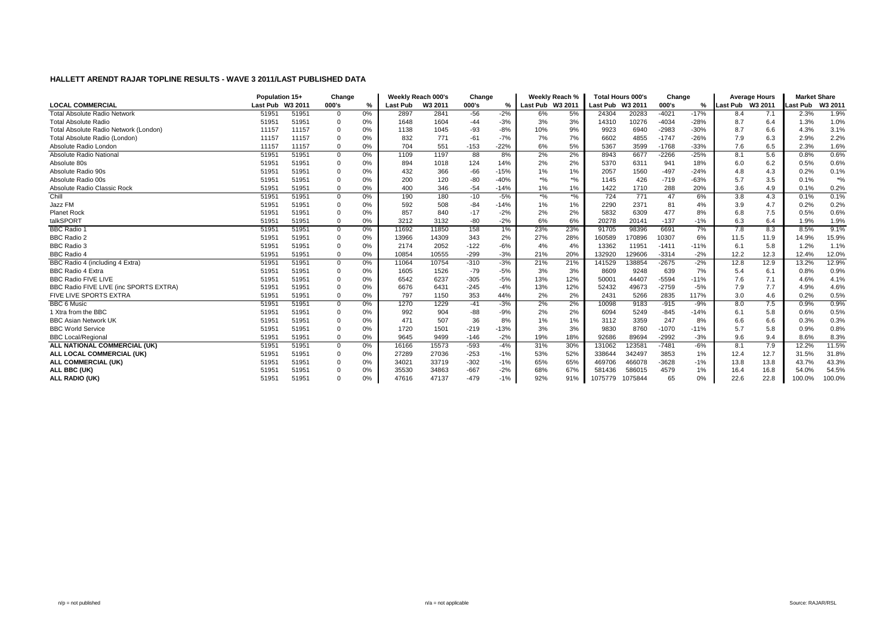# HALLETT ARENDT RAJAR TOPLINE RESULTS - WAVE 3 2011/LAST PUBLISHED DATA

| | Population 15+ | | Change | | Weekly Reach 000's | | Change | | Weekly Reach % | | Total Hours 000's | | Change | | Average Hours | | Market Share | |
|---|---|---|---|---|---|---|---|---|---|---|---|---|---|---|---|---|---|---|
| **LOCAL COMMERCIAL** | **Last Pub** | **W3 2011** | **000's** | **%** | **Last Pub** | **W3 2011** | **000's** | **%** | **Last Pub** | **W3 2011** | **Last Pub** | **W3 2011** | **000's** | **%** | **Last Pub** | **W3 2011** | **Last Pub** | **W3 2011** |
| Total Absolute Radio Network | 51951 | 51951 | 0 | 0% | 2897 | 2841 | -56 | -2% | 6% | 5% | 24304 | 20283 | -4021 | -17% | 8.4 | 7.1 | 2.3% | 1.9% |
| Total Absolute Radio | 51951 | 51951 | 0 | 0% | 1648 | 1604 | -44 | -3% | 3% | 3% | 14310 | 10276 | -4034 | -28% | 8.7 | 6.4 | 1.3% | 1.0% |
| Total Absolute Radio Network (London) | 11157 | 11157 | 0 | 0% | 1138 | 1045 | -93 | -8% | 10% | 9% | 9923 | 6940 | -2983 | -30% | 8.7 | 6.6 | 4.3% | 3.1% |
| Total Absolute Radio (London) | 11157 | 11157 | 0 | 0% | 832 | 771 | -61 | -7% | 7% | 7% | 6602 | 4855 | -1747 | -26% | 7.9 | 6.3 | 2.9% | 2.2% |
| Absolute Radio London | 11157 | 11157 | 0 | 0% | 704 | 551 | -153 | -22% | 6% | 5% | 5367 | 3599 | -1768 | -33% | 7.6 | 6.5 | 2.3% | 1.6% |
| Absolute Radio National | 51951 | 51951 | 0 | 0% | 1109 | 1197 | 88 | 8% | 2% | 2% | 8943 | 6677 | -2266 | -25% | 8.1 | 5.6 | 0.8% | 0.6% |
| Absolute 80s | 51951 | 51951 | 0 | 0% | 894 | 1018 | 124 | 14% | 2% | 2% | 5370 | 6311 | 941 | 18% | 6.0 | 6.2 | 0.5% | 0.6% |
| Absolute Radio 90s | 51951 | 51951 | 0 | 0% | 432 | 366 | -66 | -15% | 1% | 1% | 2057 | 1560 | -497 | -24% | 4.8 | 4.3 | 0.2% | 0.1% |
| Absolute Radio 00s | 51951 | 51951 | 0 | 0% | 200 | 120 | -80 | -40% | *% | *% | 1145 | 426 | -719 | -63% | 5.7 | 3.5 | 0.1% | *% |
| Absolute Radio Classic Rock | 51951 | 51951 | 0 | 0% | 400 | 346 | -54 | -14% | 1% | 1% | 1422 | 1710 | 288 | 20% | 3.6 | 4.9 | 0.1% | 0.2% |
| Chill | 51951 | 51951 | 0 | 0% | 190 | 180 | -10 | -5% | *% | *% | 724 | 771 | 47 | 6% | 3.8 | 4.3 | 0.1% | 0.1% |
| Jazz FM | 51951 | 51951 | 0 | 0% | 592 | 508 | -84 | -14% | 1% | 1% | 2290 | 2371 | 81 | 4% | 3.9 | 4.7 | 0.2% | 0.2% |
| Planet Rock | 51951 | 51951 | 0 | 0% | 857 | 840 | -17 | -2% | 2% | 2% | 5832 | 6309 | 477 | 8% | 6.8 | 7.5 | 0.5% | 0.6% |
| talkSPORT | 51951 | 51951 | 0 | 0% | 3212 | 3132 | -80 | -2% | 6% | 6% | 20278 | 20141 | -137 | -1% | 6.3 | 6.4 | 1.9% | 1.9% |
| BBC Radio 1 | 51951 | 51951 | 0 | 0% | 11692 | 11850 | 158 | 1% | 23% | 23% | 91705 | 98396 | 6691 | 7% | 7.8 | 8.3 | 8.5% | 9.1% |
| BBC Radio 2 | 51951 | 51951 | 0 | 0% | 13966 | 14309 | 343 | 2% | 27% | 28% | 160589 | 170896 | 10307 | 6% | 11.5 | 11.9 | 14.9% | 15.9% |
| BBC Radio 3 | 51951 | 51951 | 0 | 0% | 2174 | 2052 | -122 | -6% | 4% | 4% | 13362 | 11951 | -1411 | -11% | 6.1 | 5.8 | 1.2% | 1.1% |
| BBC Radio 4 | 51951 | 51951 | 0 | 0% | 10854 | 10555 | -299 | -3% | 21% | 20% | 132920 | 129606 | -3314 | -2% | 12.2 | 12.3 | 12.4% | 12.0% |
| BBC Radio 4 (including 4 Extra) | 51951 | 51951 | 0 | 0% | 11064 | 10754 | -310 | -3% | 21% | 21% | 141529 | 138854 | -2675 | -2% | 12.8 | 12.9 | 13.2% | 12.9% |
| BBC Radio 4 Extra | 51951 | 51951 | 0 | 0% | 1605 | 1526 | -79 | -5% | 3% | 3% | 8609 | 9248 | 639 | 7% | 5.4 | 6.1 | 0.8% | 0.9% |
| BBC Radio FIVE LIVE | 51951 | 51951 | 0 | 0% | 6542 | 6237 | -305 | -5% | 13% | 12% | 50001 | 44407 | -5594 | -11% | 7.6 | 7.1 | 4.6% | 4.1% |
| BBC Radio FIVE LIVE (inc SPORTS EXTRA) | 51951 | 51951 | 0 | 0% | 6676 | 6431 | -245 | -4% | 13% | 12% | 52432 | 49673 | -2759 | -5% | 7.9 | 7.7 | 4.9% | 4.6% |
| FIVE LIVE SPORTS EXTRA | 51951 | 51951 | 0 | 0% | 797 | 1150 | 353 | 44% | 2% | 2% | 2431 | 5266 | 2835 | 117% | 3.0 | 4.6 | 0.2% | 0.5% |
| BBC 6 Music | 51951 | 51951 | 0 | 0% | 1270 | 1229 | -41 | -3% | 2% | 2% | 10098 | 9183 | -915 | -9% | 8.0 | 7.5 | 0.9% | 0.9% |
| 1 Xtra from the BBC | 51951 | 51951 | 0 | 0% | 992 | 904 | -88 | -9% | 2% | 2% | 6094 | 5249 | -845 | -14% | 6.1 | 5.8 | 0.6% | 0.5% |
| BBC Asian Network UK | 51951 | 51951 | 0 | 0% | 471 | 507 | 36 | 8% | 1% | 1% | 3112 | 3359 | 247 | 8% | 6.6 | 6.6 | 0.3% | 0.3% |
| BBC World Service | 51951 | 51951 | 0 | 0% | 1720 | 1501 | -219 | -13% | 3% | 3% | 9830 | 8760 | -1070 | -11% | 5.7 | 5.8 | 0.9% | 0.8% |
| BBC Local/Regional | 51951 | 51951 | 0 | 0% | 9645 | 9499 | -146 | -2% | 19% | 18% | 92686 | 89694 | -2992 | -3% | 9.6 | 9.4 | 8.6% | 8.3% |
| **ALL NATIONAL COMMERCIAL (UK)** | 51951 | 51951 | 0 | 0% | 16166 | 15573 | -593 | -4% | 31% | 30% | 131062 | 123581 | -7481 | -6% | 8.1 | 7.9 | 12.2% | 11.5% |
| **ALL LOCAL COMMERCIAL (UK)** | 51951 | 51951 | 0 | 0% | 27289 | 27036 | -253 | -1% | 53% | 52% | 338644 | 342497 | 3853 | 1% | 12.4 | 12.7 | 31.5% | 31.8% |
| **ALL COMMERCIAL (UK)** | 51951 | 51951 | 0 | 0% | 34021 | 33719 | -302 | -1% | 65% | 65% | 469706 | 466078 | -3628 | -1% | 13.8 | 13.8 | 43.7% | 43.3% |
| **ALL BBC (UK)** | 51951 | 51951 | 0 | 0% | 35530 | 34863 | -667 | -2% | 68% | 67% | 581436 | 586015 | 4579 | 1% | 16.4 | 16.8 | 54.0% | 54.5% |
| **ALL RADIO (UK)** | 51951 | 51951 | 0 | 0% | 47616 | 47137 | -479 | -1% | 92% | 91% | 1075779 | 1075844 | 65 | 0% | 22.6 | 22.8 | 100.0% | 100.0% |

n/p = not published

n/a = not applicable

Source: RAJAR/RSL